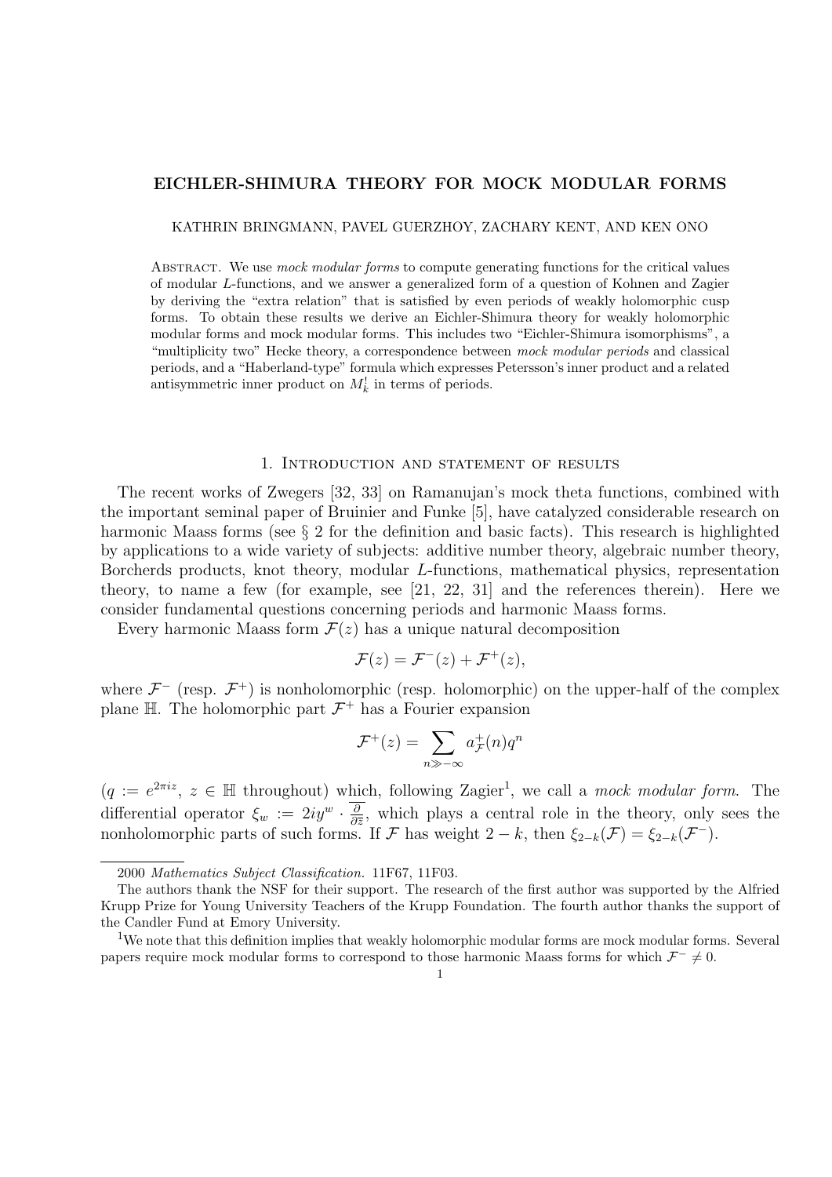# EICHLER-SHIMURA THEORY FOR MOCK MODULAR FORMS

KATHRIN BRINGMANN, PAVEL GUERZHOY, ZACHARY KENT, AND KEN ONO

Abstract. We use *mock modular forms* to compute generating functions for the critical values of modular $L$-functions, and we answer a generalized form of a question of Kohnen and Zagier by deriving the "extra relation" that is satisfied by even periods of weakly holomorphic cusp forms. To obtain these results we derive an Eichler-Shimura theory for weakly holomorphic modular forms and mock modular forms. This includes two "Eichler-Shimura isomorphisms", a "multiplicity two" Hecke theory, a correspondence between *mock modular periods* and classical periods, and a "Haberland-type" formula which expresses Petersson's inner product and a related antisymmetric inner product on $M_k^!$ in terms of periods.

## 1. Introduction and statement of results

The recent works of Zwegers [32, 33] on Ramanujan's mock theta functions, combined with the important seminal paper of Bruinier and Funke [5], have catalyzed considerable research on harmonic Maass forms (see § 2 for the definition and basic facts). This research is highlighted by applications to a wide variety of subjects: additive number theory, algebraic number theory, Borcherds products, knot theory, modular $L$-functions, mathematical physics, representation theory, to name a few (for example, see [21, 22, 31] and the references therein). Here we consider fundamental questions concerning periods and harmonic Maass forms.

Every harmonic Maass form $\mathcal{F}(z)$ has a unique natural decomposition

$$\mathcal{F}(z) = \mathcal{F}^-(z) + \mathcal{F}^+(z),$$

where $\mathcal{F}^-$ (resp. $\mathcal{F}^+$) is nonholomorphic (resp. holomorphic) on the upper-half of the complex plane $\mathbb{H}$. The holomorphic part $\mathcal{F}^+$ has a Fourier expansion

$$\mathcal{F}^+(z) = \sum_{n \gg -\infty} a_{\mathcal{F}}^+(n) q^n$$

($q := e^{2\pi i z}$, $z \in \mathbb{H}$ throughout) which, following Zagier[1], we call a *mock modular form*. The differential operator $\xi_w := 2iy^w \cdot \overline{\frac{\partial}{\partial \overline{z}}}$, which plays a central role in the theory, only sees the nonholomorphic parts of such forms. If $\mathcal{F}$ has weight $2-k$, then $\xi_{2-k}(\mathcal{F}) = \xi_{2-k}(\mathcal{F}^-)$.

---

2000 *Mathematics Subject Classification.* 11F67, 11F03.

The authors thank the NSF for their support. The research of the first author was supported by the Alfried Krupp Prize for Young University Teachers of the Krupp Foundation. The fourth author thanks the support of the Candler Fund at Emory University.

[1] We note that this definition implies that weakly holomorphic modular forms are mock modular forms. Several papers require mock modular forms to correspond to those harmonic Maass forms for which $\mathcal{F}^- \neq 0$.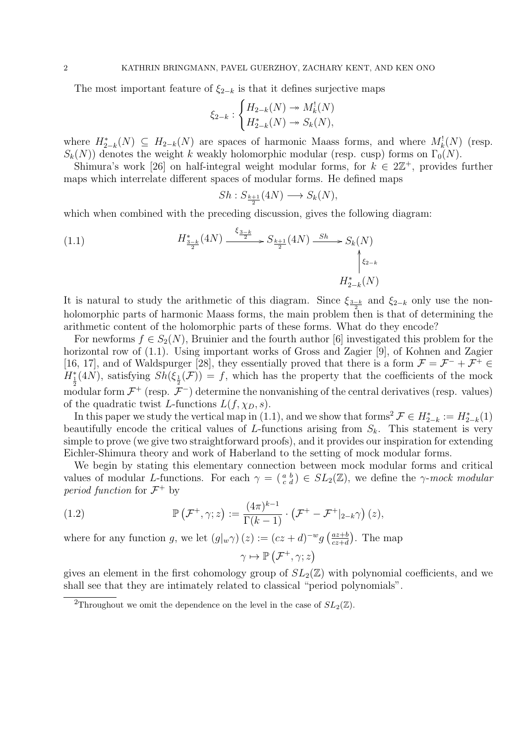The most important feature of $\xi_{2-k}$ is that it defines surjective maps

$$\xi_{2-k} : \begin{cases} H_{2-k}(N) \twoheadrightarrow M_k^!(N) \\ H_{2-k}^*(N) \twoheadrightarrow S_k(N), \end{cases}$$

where $H_{2-k}^*(N) \subseteq H_{2-k}(N)$ are spaces of harmonic Maass forms, and where $M_k^!(N)$ (resp. $S_k(N)$) denotes the weight $k$ weakly holomorphic modular (resp. cusp) forms on $\Gamma_0(N)$.

Shimura's work [26] on half-integral weight modular forms, for $k \in 2\mathbb{Z}^+$, provides further maps which interrelate different spaces of modular forms. He defined maps

$$Sh : S_{\frac{k+1}{2}}(4N) \longrightarrow S_k(N),$$

which when combined with the preceding discussion, gives the following diagram:

$$\begin{array}{ccccc} H^*_{\frac{3-k}{2}}(4N) & \xrightarrow{\xi_{\frac{3-k}{2}}} & S_{\frac{k+1}{2}}(4N) & \xrightarrow{Sh} & S_k(N) \\ & & & & \uparrow \xi_{2-k} \\ & & & & H^*_{2-k}(N) \end{array} \tag{1.1}$$

It is natural to study the arithmetic of this diagram. Since $\xi_{\frac{3-k}{2}}$ and $\xi_{2-k}$ only use the non-holomorphic parts of harmonic Maass forms, the main problem then is that of determining the arithmetic content of the holomorphic parts of these forms. What do they encode?

For newforms $f \in S_2(N)$, Bruinier and the fourth author [6] investigated this problem for the horizontal row of (1.1). Using important works of Gross and Zagier [9], of Kohnen and Zagier [16, 17], and of Waldspurger [28], they essentially proved that there is a form $\mathcal{F} = \mathcal{F}^- + \mathcal{F}^+ \in H^*_{\frac{1}{2}}(4N)$, satisfying $Sh(\xi_{\frac{1}{2}}(\mathcal{F})) = f$, which has the property that the coefficients of the mock modular form $\mathcal{F}^+$ (resp. $\mathcal{F}^-$) determine the nonvanishing of the central derivatives (resp. values) of the quadratic twist $L$-functions $L(f, \chi_D, s)$.

In this paper we study the vertical map in (1.1), and we show that forms[2] $\mathcal{F} \in H^*_{2-k} := H^*_{2-k}(1)$ beautifully encode the critical values of $L$-functions arising from $S_k$. This statement is very simple to prove (we give two straightforward proofs), and it provides our inspiration for extending Eichler-Shimura theory and work of Haberland to the setting of mock modular forms.

We begin by stating this elementary connection between mock modular forms and critical values of modular $L$-functions. For each $\gamma = \left(\begin{smallmatrix} a & b \\ c & d \end{smallmatrix}\right) \in SL_2(\mathbb{Z})$, we define the *$\gamma$-mock modular period function* for $\mathcal{F}^+$ by

$$\mathbb{P}\left(\mathcal{F}^+, \gamma; z\right) := \frac{(4\pi)^{k-1}}{\Gamma(k-1)} \cdot \left(\mathcal{F}^+ - \mathcal{F}^+|_{2-k}\gamma\right)(z), \tag{1.2}$$

where for any function $g$, we let $(g|_w\gamma)(z) := (cz+d)^{-w} g\left(\frac{az+b}{cz+d}\right)$. The map

$$\gamma \mapsto \mathbb{P}\left(\mathcal{F}^+, \gamma; z\right)$$

gives an element in the first cohomology group of $SL_2(\mathbb{Z})$ with polynomial coefficients, and we shall see that they are intimately related to classical "period polynomials".

[2] Throughout we omit the dependence on the level in the case of $SL_2(\mathbb{Z})$.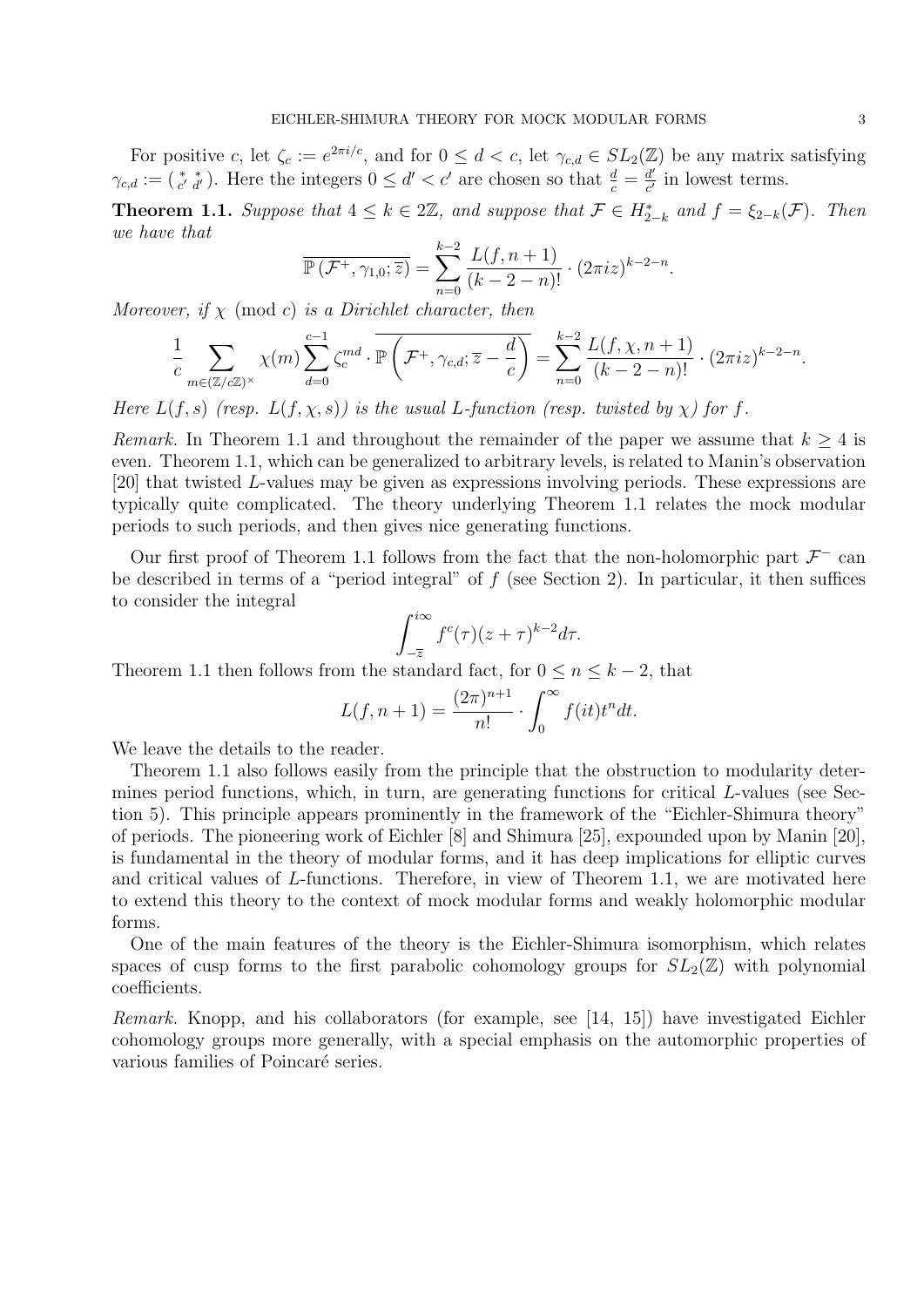For positive $c$, let $\zeta_c := e^{2\pi i/c}$, and for $0 \leq d < c$, let $\gamma_{c,d} \in SL_2(\mathbb{Z})$ be any matrix satisfying $\gamma_{c,d} := \left(\begin{smallmatrix} * & * \\ c' & d' \end{smallmatrix}\right)$. Here the integers $0 \leq d' < c'$ are chosen so that $\frac{d}{c} = \frac{d'}{c'}$ in lowest terms.

**Theorem 1.1.** *Suppose that $4 \leq k \in 2\mathbb{Z}$, and suppose that $\mathcal{F} \in H^*_{2-k}$ and $f = \xi_{2-k}(\mathcal{F})$. Then we have that*

$$\overline{\mathbb{P}\left(\mathcal{F}^+, \gamma_{1,0}; \overline{z}\right)} = \sum_{n=0}^{k-2} \frac{L(f, n+1)}{(k-2-n)!} \cdot (2\pi i z)^{k-2-n}.$$

*Moreover, if $\chi \pmod{c}$ is a Dirichlet character, then*

$$\frac{1}{c} \sum_{m \in (\mathbb{Z}/c\mathbb{Z})^\times} \chi(m) \sum_{d=0}^{c-1} \zeta_c^{md} \cdot \overline{\mathbb{P}\left(\mathcal{F}^+, \gamma_{c,d}; \overline{z} - \frac{d}{c}\right)} = \sum_{n=0}^{k-2} \frac{L(f, \chi, n+1)}{(k-2-n)!} \cdot (2\pi i z)^{k-2-n}.$$

*Here $L(f, s)$ (resp. $L(f, \chi, s)$) is the usual $L$-function (resp. twisted by $\chi$) for $f$.*

*Remark.* In Theorem 1.1 and throughout the remainder of the paper we assume that $k \geq 4$ is even. Theorem 1.1, which can be generalized to arbitrary levels, is related to Manin's observation [20] that twisted $L$-values may be given as expressions involving periods. These expressions are typically quite complicated. The theory underlying Theorem 1.1 relates the mock modular periods to such periods, and then gives nice generating functions.

Our first proof of Theorem 1.1 follows from the fact that the non-holomorphic part $\mathcal{F}^-$ can be described in terms of a "period integral" of $f$ (see Section 2). In particular, it then suffices to consider the integral

$$\int_{-\overline{z}}^{i\infty} f^c(\tau)(z+\tau)^{k-2} d\tau.$$

Theorem 1.1 then follows from the standard fact, for $0 \leq n \leq k-2$, that

$$L(f, n+1) = \frac{(2\pi)^{n+1}}{n!} \cdot \int_0^\infty f(it) t^n dt.$$

We leave the details to the reader.

Theorem 1.1 also follows easily from the principle that the obstruction to modularity determines period functions, which, in turn, are generating functions for critical $L$-values (see Section 5). This principle appears prominently in the framework of the "Eichler-Shimura theory" of periods. The pioneering work of Eichler [8] and Shimura [25], expounded upon by Manin [20], is fundamental in the theory of modular forms, and it has deep implications for elliptic curves and critical values of $L$-functions. Therefore, in view of Theorem 1.1, we are motivated here to extend this theory to the context of mock modular forms and weakly holomorphic modular forms.

One of the main features of the theory is the Eichler-Shimura isomorphism, which relates spaces of cusp forms to the first parabolic cohomology groups for $SL_2(\mathbb{Z})$ with polynomial coefficients.

*Remark.* Knopp, and his collaborators (for example, see [14, 15]) have investigated Eichler cohomology groups more generally, with a special emphasis on the automorphic properties of various families of Poincaré series.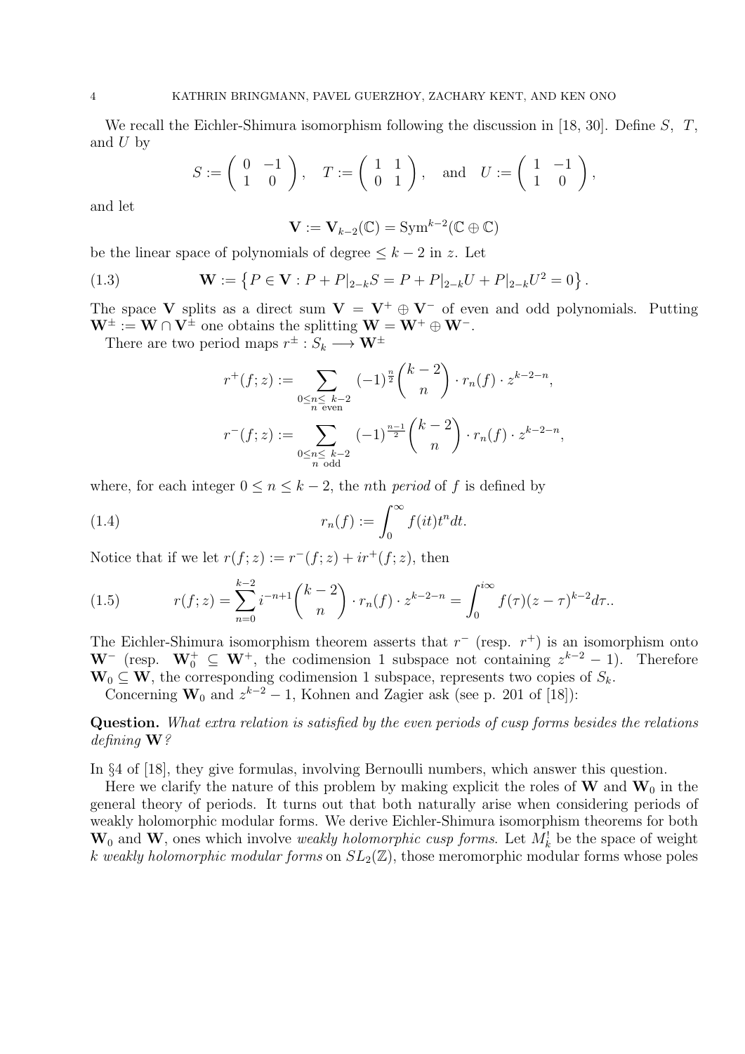We recall the Eichler-Shimura isomorphism following the discussion in [18, 30]. Define $S$, $T$, and $U$ by

$$S := \begin{pmatrix} 0 & -1 \\ 1 & 0 \end{pmatrix}, \quad T := \begin{pmatrix} 1 & 1 \\ 0 & 1 \end{pmatrix}, \quad \text{and} \quad U := \begin{pmatrix} 1 & -1 \\ 1 & 0 \end{pmatrix},$$

and let

$$\mathbf{V} := \mathbf{V}_{k-2}(\mathbb{C}) = \mathrm{Sym}^{k-2}(\mathbb{C} \oplus \mathbb{C})$$

be the linear space of polynomials of degree $\leq k-2$ in $z$. Let

$$\mathbf{W} := \left\{ P \in \mathbf{V} : P + P|_{2-k}S = P + P|_{2-k}U + P|_{2-k}U^2 = 0 \right\}. \tag{1.3}$$

The space $\mathbf{V}$ splits as a direct sum $\mathbf{V} = \mathbf{V}^+ \oplus \mathbf{V}^-$ of even and odd polynomials. Putting $\mathbf{W}^\pm := \mathbf{W} \cap \mathbf{V}^\pm$ one obtains the splitting $\mathbf{W} = \mathbf{W}^+ \oplus \mathbf{W}^-$.

There are two period maps $r^\pm : S_k \longrightarrow \mathbf{W}^\pm$

$$r^+(f; z) := \sum_{\substack{0 \leq n \leq k-2 \\ n \text{ even}}} (-1)^{\frac{n}{2}} \binom{k-2}{n} \cdot r_n(f) \cdot z^{k-2-n},$$

$$r^-(f; z) := \sum_{\substack{0 \leq n \leq k-2 \\ n \text{ odd}}} (-1)^{\frac{n-1}{2}} \binom{k-2}{n} \cdot r_n(f) \cdot z^{k-2-n},$$

where, for each integer $0 \leq n \leq k-2$, the $n$th *period* of $f$ is defined by

$$r_n(f) := \int_0^\infty f(it) t^n dt. \tag{1.4}$$

Notice that if we let $r(f; z) := r^-(f; z) + ir^+(f; z)$, then

$$r(f; z) = \sum_{n=0}^{k-2} i^{-n+1} \binom{k-2}{n} \cdot r_n(f) \cdot z^{k-2-n} = \int_0^{i\infty} f(\tau)(z - \tau)^{k-2} d\tau.. \tag{1.5}$$

The Eichler-Shimura isomorphism theorem asserts that $r^-$ (resp. $r^+$) is an isomorphism onto $\mathbf{W}^-$ (resp. $\mathbf{W}_0^+ \subseteq \mathbf{W}^+$, the codimension 1 subspace not containing $z^{k-2} - 1$). Therefore $\mathbf{W}_0 \subseteq \mathbf{W}$, the corresponding codimension 1 subspace, represents two copies of $S_k$.

Concerning $\mathbf{W}_0$ and $z^{k-2} - 1$, Kohnen and Zagier ask (see p. 201 of [18]):

**Question.** *What extra relation is satisfied by the even periods of cusp forms besides the relations defining* $\mathbf{W}$*?*

In §4 of [18], they give formulas, involving Bernoulli numbers, which answer this question.

Here we clarify the nature of this problem by making explicit the roles of $\mathbf{W}$ and $\mathbf{W}_0$ in the general theory of periods. It turns out that both naturally arise when considering periods of weakly holomorphic modular forms. We derive Eichler-Shimura isomorphism theorems for both $\mathbf{W}_0$ and $\mathbf{W}$, ones which involve *weakly holomorphic cusp forms*. Let $M_k^!$ be the space of weight $k$ *weakly holomorphic modular forms* on $SL_2(\mathbb{Z})$, those meromorphic modular forms whose poles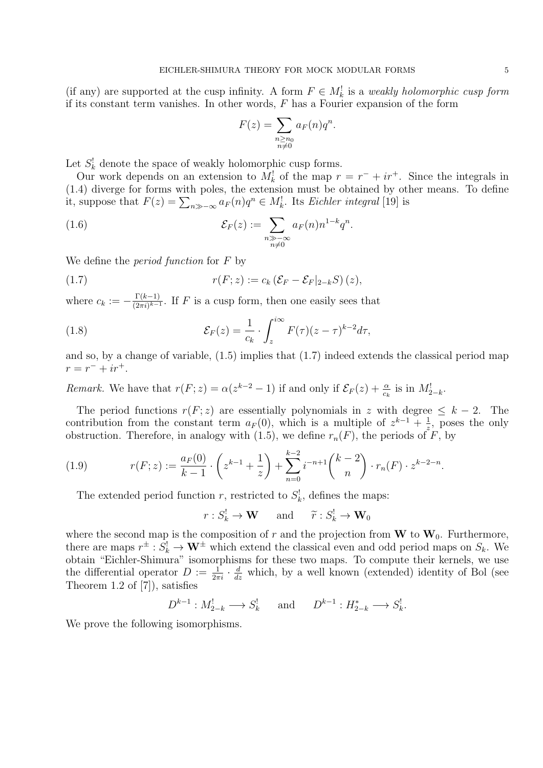(if any) are supported at the cusp infinity. A form $F \in M_k^!$ is a *weakly holomorphic cusp form* if its constant term vanishes. In other words, $F$ has a Fourier expansion of the form

$$F(z) = \sum_{\substack{n \geq n_0 \\ n \neq 0}} a_F(n) q^n.$$

Let $S_k^!$ denote the space of weakly holomorphic cusp forms.

Our work depends on an extension to $M_k^!$ of the map $r = r^- + ir^+$. Since the integrals in (1.4) diverge for forms with poles, the extension must be obtained by other means. To define it, suppose that $F(z) = \sum_{n \gg -\infty} a_F(n) q^n \in M_k^!$. Its *Eichler integral* [19] is

$$\mathcal{E}_F(z) := \sum_{\substack{n \gg -\infty \\ n \neq 0}} a_F(n) n^{1-k} q^n. \tag{1.6}$$

We define the *period function* for $F$ by

$$r(F; z) := c_k \left( \mathcal{E}_F - \mathcal{E}_F|_{2-k} S \right)(z), \tag{1.7}$$

where $c_k := -\frac{\Gamma(k-1)}{(2\pi i)^{k-1}}$. If $F$ is a cusp form, then one easily sees that

$$\mathcal{E}_F(z) = \frac{1}{c_k} \cdot \int_z^{i\infty} F(\tau)(z-\tau)^{k-2} d\tau, \tag{1.8}$$

and so, by a change of variable, (1.5) implies that (1.7) indeed extends the classical period map $r = r^- + ir^+$.

*Remark.* We have that $r(F; z) = \alpha(z^{k-2} - 1)$ if and only if $\mathcal{E}_F(z) + \frac{\alpha}{c_k}$ is in $M_{2-k}^!$.

The period functions $r(F; z)$ are essentially polynomials in $z$ with degree $\leq k-2$. The contribution from the constant term $a_F(0)$, which is a multiple of $z^{k-1} + \frac{1}{z}$, poses the only obstruction. Therefore, in analogy with (1.5), we define $r_n(F)$, the periods of $F$, by

$$r(F; z) := \frac{a_F(0)}{k-1} \cdot \left( z^{k-1} + \frac{1}{z} \right) + \sum_{n=0}^{k-2} i^{-n+1} \binom{k-2}{n} \cdot r_n(F) \cdot z^{k-2-n}. \tag{1.9}$$

The extended period function $r$, restricted to $S_k^!$, defines the maps:

$$r : S_k^! \to \mathbf{W} \quad \text{ and } \quad \widetilde{r} : S_k^! \to \mathbf{W}_0$$

where the second map is the composition of $r$ and the projection from $\mathbf{W}$ to $\mathbf{W}_0$. Furthermore, there are maps $r^\pm : S_k^! \to \mathbf{W}^\pm$ which extend the classical even and odd period maps on $S_k$. We obtain "Eichler-Shimura" isomorphisms for these two maps. To compute their kernels, we use the differential operator $D := \frac{1}{2\pi i} \cdot \frac{d}{dz}$ which, by a well known (extended) identity of Bol (see Theorem 1.2 of [7]), satisfies

$$D^{k-1} : M_{2-k}^! \longrightarrow S_k^! \quad \text{ and } \quad D^{k-1} : H_{2-k}^* \longrightarrow S_k^!.$$

We prove the following isomorphisms.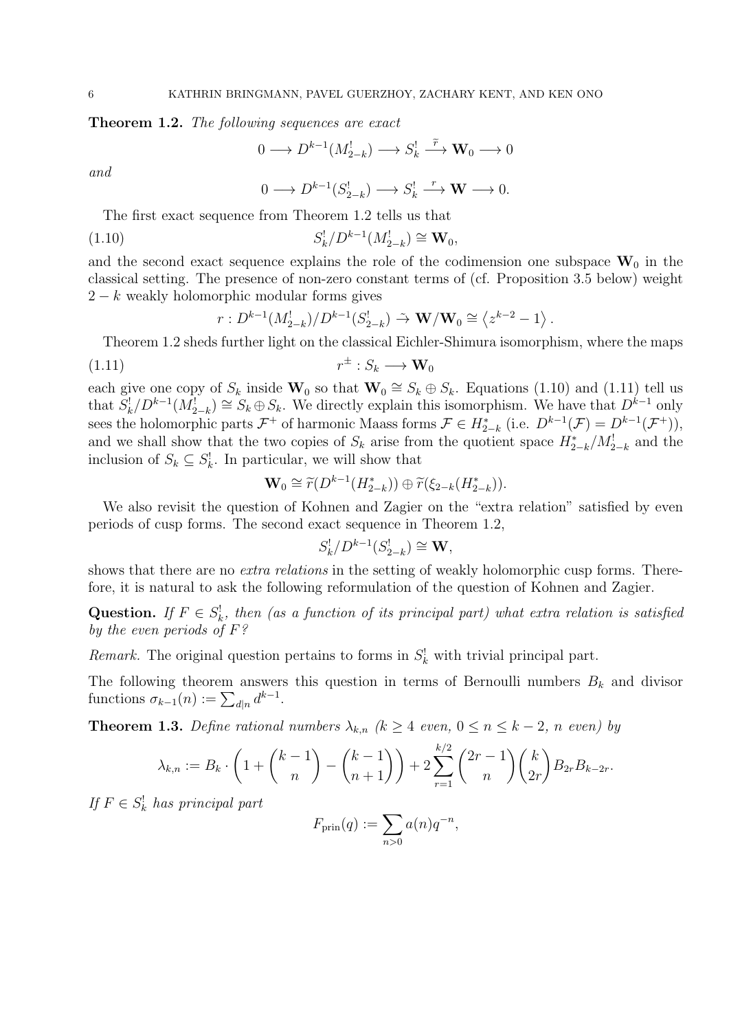**Theorem 1.2.** *The following sequences are exact*

$$0 \longrightarrow D^{k-1}(M^!_{2-k}) \longrightarrow S^!_k \xrightarrow{\widetilde{r}} \mathbf{W}_0 \longrightarrow 0$$

*and*

$$0 \longrightarrow D^{k-1}(S^!_{2-k}) \longrightarrow S^!_k \xrightarrow{r} \mathbf{W} \longrightarrow 0.$$

The first exact sequence from Theorem 1.2 tells us that

$$S^!_k/D^{k-1}(M^!_{2-k}) \cong \mathbf{W}_0, \tag{1.10}$$

and the second exact sequence explains the role of the codimension one subspace $\mathbf{W}_0$ in the classical setting. The presence of non-zero constant terms of (cf. Proposition 3.5 below) weight $2-k$ weakly holomorphic modular forms gives

$$r : D^{k-1}(M^!_{2-k})/D^{k-1}(S^!_{2-k}) \tilde{\to} \mathbf{W}/\mathbf{W}_0 \cong \left\langle z^{k-2} - 1 \right\rangle.$$

Theorem 1.2 sheds further light on the classical Eichler-Shimura isomorphism, where the maps

$$r^{\pm} : S_k \longrightarrow \mathbf{W}_0 \tag{1.11}$$

each give one copy of $S_k$ inside $\mathbf{W}_0$ so that $\mathbf{W}_0 \cong S_k \oplus S_k$. Equations (1.10) and (1.11) tell us that $S^!_k/D^{k-1}(M^!_{2-k}) \cong S_k \oplus S_k$. We directly explain this isomorphism. We have that $D^{k-1}$ only sees the holomorphic parts $\mathcal{F}^+$ of harmonic Maass forms $\mathcal{F} \in H^*_{2-k}$ (i.e. $D^{k-1}(\mathcal{F}) = D^{k-1}(\mathcal{F}^+)$), and we shall show that the two copies of $S_k$ arise from the quotient space $H^*_{2-k}/M^!_{2-k}$ and the inclusion of $S_k \subseteq S^!_k$. In particular, we will show that

$$\mathbf{W}_0 \cong \widetilde{r}(D^{k-1}(H^*_{2-k})) \oplus \widetilde{r}(\xi_{2-k}(H^*_{2-k})).$$

We also revisit the question of Kohnen and Zagier on the "extra relation" satisfied by even periods of cusp forms. The second exact sequence in Theorem 1.2,

$$S^!_k/D^{k-1}(S^!_{2-k}) \cong \mathbf{W},$$

shows that there are no *extra relations* in the setting of weakly holomorphic cusp forms. Therefore, it is natural to ask the following reformulation of the question of Kohnen and Zagier.

**Question.** *If $F \in S^!_k$, then (as a function of its principal part) what extra relation is satisfied by the even periods of $F$?*

*Remark.* The original question pertains to forms in $S^!_k$ with trivial principal part.

The following theorem answers this question in terms of Bernoulli numbers $B_k$ and divisor functions $\sigma_{k-1}(n) := \sum_{d|n} d^{k-1}$.

**Theorem 1.3.** *Define rational numbers $\lambda_{k,n}$ ($k \geq 4$ even, $0 \leq n \leq k-2$, $n$ even) by*

$$\lambda_{k,n} := B_k \cdot \left(1 + \binom{k-1}{n} - \binom{k-1}{n+1}\right) + 2\sum_{r=1}^{k/2} \binom{2r-1}{n}\binom{k}{2r} B_{2r}B_{k-2r}.$$

*If $F \in S^!_k$ has principal part*

$$F_{\text{prin}}(q) := \sum_{n>0} a(n)q^{-n},$$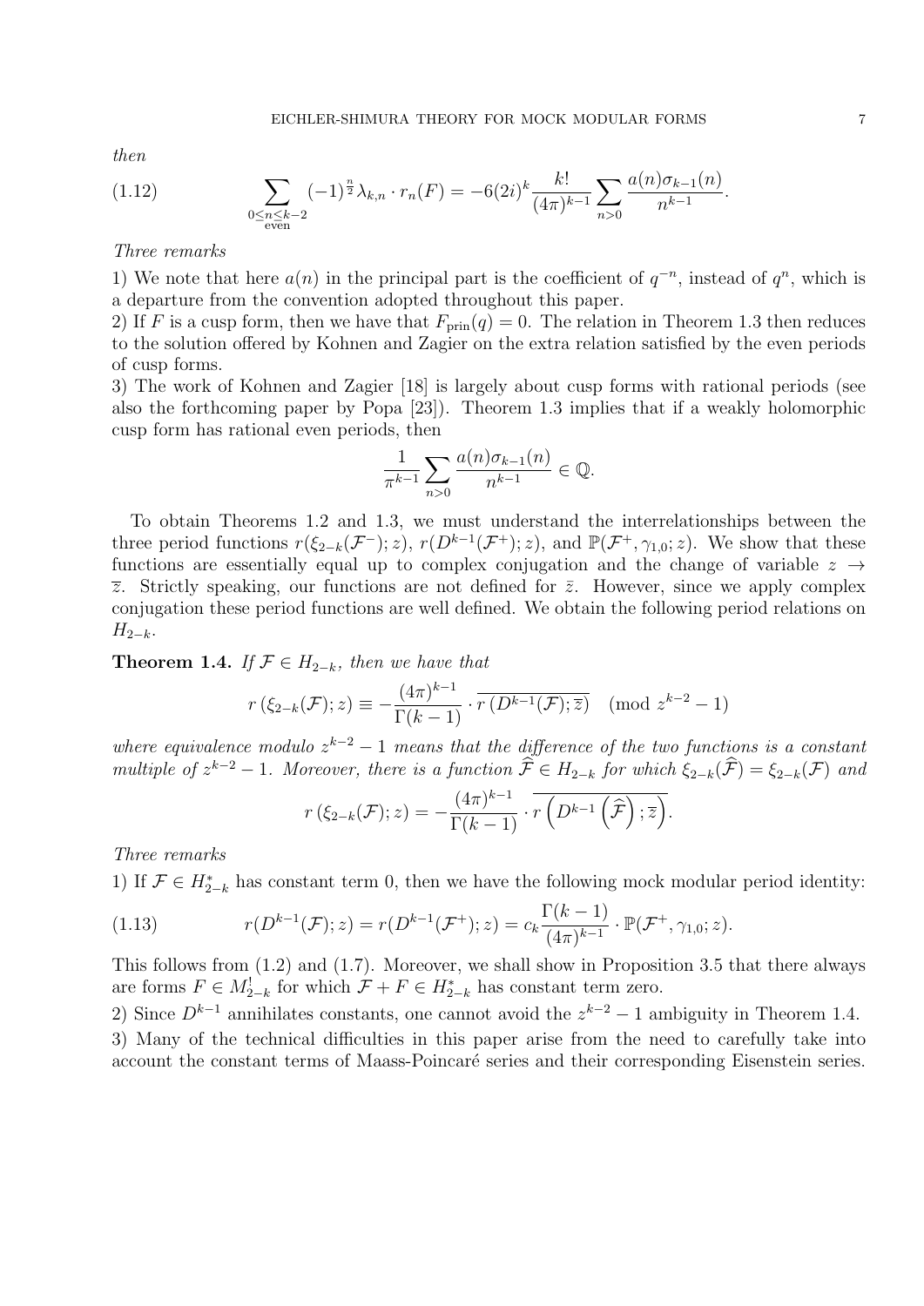*then*

$$\sum_{\substack{0\le n\le k-2\\ \text{even}}} (-1)^{\frac{n}{2}}\lambda_{k,n}\cdot r_n(F) = -6(2i)^k \frac{k!}{(4\pi)^{k-1}} \sum_{n>0} \frac{a(n)\sigma_{k-1}(n)}{n^{k-1}}. \tag{1.12}$$

*Three remarks*

1) We note that here $a(n)$ in the principal part is the coefficient of $q^{-n}$, instead of $q^n$, which is a departure from the convention adopted throughout this paper.

2) If $F$ is a cusp form, then we have that $F_{\text{prin}}(q) = 0$. The relation in Theorem 1.3 then reduces to the solution offered by Kohnen and Zagier on the extra relation satisfied by the even periods of cusp forms.

3) The work of Kohnen and Zagier [18] is largely about cusp forms with rational periods (see also the forthcoming paper by Popa [23]). Theorem 1.3 implies that if a weakly holomorphic cusp form has rational even periods, then

$$\frac{1}{\pi^{k-1}} \sum_{n>0} \frac{a(n)\sigma_{k-1}(n)}{n^{k-1}} \in \mathbb{Q}.$$

To obtain Theorems 1.2 and 1.3, we must understand the interrelationships between the three period functions $r(\xi_{2-k}(\mathcal{F}^-); z)$, $r(D^{k-1}(\mathcal{F}^+); z)$, and $\mathbb{P}(\mathcal{F}^+, \gamma_{1,0}; z)$. We show that these functions are essentially equal up to complex conjugation and the change of variable $z \to \overline{z}$. Strictly speaking, our functions are not defined for $\bar{z}$. However, since we apply complex conjugation these period functions are well defined. We obtain the following period relations on $H_{2-k}$.

**Theorem 1.4.** *If $\mathcal{F} \in H_{2-k}$, then we have that*

$$r\left(\xi_{2-k}(\mathcal{F}); z\right) \equiv -\frac{(4\pi)^{k-1}}{\Gamma(k-1)} \cdot \overline{r\left(D^{k-1}(\mathcal{F}); \overline{z}\right)} \pmod{z^{k-2}-1}$$

*where equivalence modulo $z^{k-2}-1$ means that the difference of the two functions is a constant multiple of $z^{k-2}-1$. Moreover, there is a function $\widehat{\mathcal{F}} \in H_{2-k}$ for which $\xi_{2-k}(\widehat{\mathcal{F}}) = \xi_{2-k}(\mathcal{F})$ and*

$$r\left(\xi_{2-k}(\mathcal{F}); z\right) = -\frac{(4\pi)^{k-1}}{\Gamma(k-1)} \cdot \overline{r\left(D^{k-1}\left(\widehat{\mathcal{F}}\right); \overline{z}\right)}.$$

*Three remarks*

1) If $\mathcal{F} \in H^*_{2-k}$ has constant term 0, then we have the following mock modular period identity:

$$r(D^{k-1}(\mathcal{F}); z) = r(D^{k-1}(\mathcal{F}^+); z) = c_k \frac{\Gamma(k-1)}{(4\pi)^{k-1}} \cdot \mathbb{P}(\mathcal{F}^+, \gamma_{1,0}; z). \tag{1.13}$$

This follows from (1.2) and (1.7). Moreover, we shall show in Proposition 3.5 that there always are forms $F \in M^!_{2-k}$ for which $\mathcal{F} + F \in H^*_{2-k}$ has constant term zero.

2) Since $D^{k-1}$ annihilates constants, one cannot avoid the $z^{k-2}-1$ ambiguity in Theorem 1.4.

3) Many of the technical difficulties in this paper arise from the need to carefully take into account the constant terms of Maass-Poincaré series and their corresponding Eisenstein series.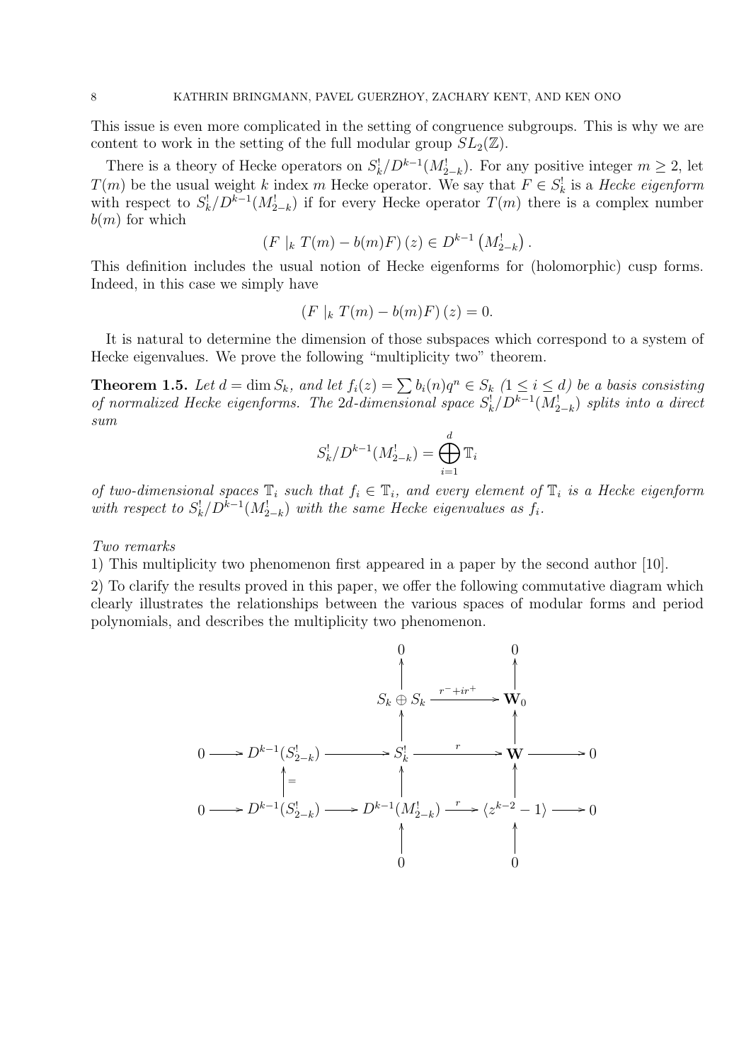This issue is even more complicated in the setting of congruence subgroups. This is why we are content to work in the setting of the full modular group $SL_2(\mathbb{Z})$.

There is a theory of Hecke operators on $S_k^!/D^{k-1}(M_{2-k}^!)$. For any positive integer $m \geq 2$, let $T(m)$ be the usual weight $k$ index $m$ Hecke operator. We say that $F \in S_k^!$ is a *Hecke eigenform* with respect to $S_k^!/D^{k-1}(M_{2-k}^!)$ if for every Hecke operator $T(m)$ there is a complex number $b(m)$ for which

$$\left(F\ |_k\ T(m) - b(m)F\right)(z) \in D^{k-1}\left(M_{2-k}^!\right).$$

This definition includes the usual notion of Hecke eigenforms for (holomorphic) cusp forms. Indeed, in this case we simply have

$$\left(F\ |_k\ T(m) - b(m)F\right)(z) = 0.$$

It is natural to determine the dimension of those subspaces which correspond to a system of Hecke eigenvalues. We prove the following "multiplicity two" theorem.

**Theorem 1.5.** *Let $d = \dim S_k$, and let $f_i(z) = \sum b_i(n)q^n \in S_k$ ($1 \leq i \leq d$) be a basis consisting of normalized Hecke eigenforms. The $2d$-dimensional space $S_k^!/D^{k-1}(M_{2-k}^!)$ splits into a direct sum*

$$S_k^!/D^{k-1}(M_{2-k}^!) = \bigoplus_{i=1}^{d} \mathbb{T}_i$$

*of two-dimensional spaces $\mathbb{T}_i$ such that $f_i \in \mathbb{T}_i$, and every element of $\mathbb{T}_i$ is a Hecke eigenform with respect to $S_k^!/D^{k-1}(M_{2-k}^!)$ with the same Hecke eigenvalues as $f_i$.*

*Two remarks*

1) This multiplicity two phenomenon first appeared in a paper by the second author [10].

2) To clarify the results proved in this paper, we offer the following commutative diagram which clearly illustrates the relationships between the various spaces of modular forms and period polynomials, and describes the multiplicity two phenomenon.

$$\begin{array}{ccccccccc}
 & & & & 0 & & 0 & & \\
 & & & & \uparrow & & \uparrow & & \\
 & & & & S_k \oplus S_k & \xrightarrow{r^- + ir^+} & \mathbf{W}_0 & & \\
 & & & & \uparrow & & \uparrow & & \\
0 & \longrightarrow & D^{k-1}(S_{2-k}^!) & \longrightarrow & S_k^! & \xrightarrow{r} & \mathbf{W} & \longrightarrow & 0 \\
 & & \uparrow = & & \uparrow & & \uparrow & & \\
0 & \longrightarrow & D^{k-1}(S_{2-k}^!) & \longrightarrow & D^{k-1}(M_{2-k}^!) & \xrightarrow{r} & \langle z^{k-2} - 1 \rangle & \longrightarrow & 0 \\
 & & & & \uparrow & & \uparrow & & \\
 & & & & 0 & & 0 & &
\end{array}$$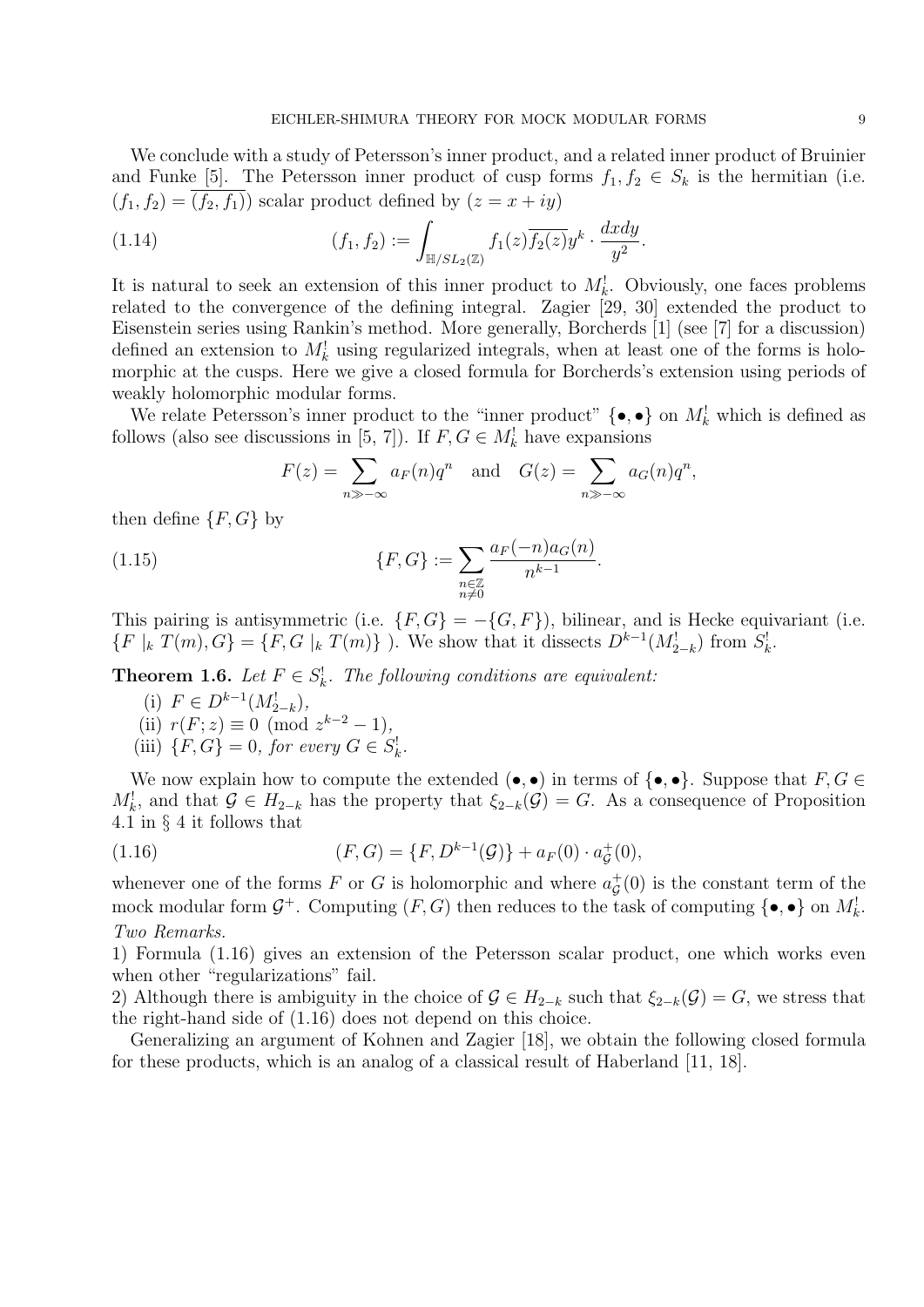We conclude with a study of Petersson's inner product, and a related inner product of Bruinier and Funke [5]. The Petersson inner product of cusp forms $f_1, f_2 \in S_k$ is the hermitian (i.e. $(f_1, f_2) = \overline{(f_2, f_1)}$) scalar product defined by ($z = x + iy$)

$$(f_1, f_2) := \int_{\mathbb{H}/SL_2(\mathbb{Z})} f_1(z)\overline{f_2(z)} y^k \cdot \frac{dxdy}{y^2}. \tag{1.14}$$

It is natural to seek an extension of this inner product to $M_k^!$. Obviously, one faces problems related to the convergence of the defining integral. Zagier [29, 30] extended the product to Eisenstein series using Rankin's method. More generally, Borcherds [1] (see [7] for a discussion) defined an extension to $M_k^!$ using regularized integrals, when at least one of the forms is holomorphic at the cusps. Here we give a closed formula for Borcherds's extension using periods of weakly holomorphic modular forms.

We relate Petersson's inner product to the "inner product" $\{\bullet, \bullet\}$ on $M_k^!$ which is defined as follows (also see discussions in [5, 7]). If $F, G \in M_k^!$ have expansions

$$F(z) = \sum_{n \gg -\infty} a_F(n) q^n \quad \text{and} \quad G(z) = \sum_{n \gg -\infty} a_G(n) q^n,$$

then define $\{F, G\}$ by

$$\{F, G\} := \sum_{\substack{n \in \mathbb{Z} \\ n \neq 0}} \frac{a_F(-n) a_G(n)}{n^{k-1}}. \tag{1.15}$$

This pairing is antisymmetric (i.e. $\{F, G\} = -\{G, F\}$), bilinear, and is Hecke equivariant (i.e. $\{F \mid_k T(m), G\} = \{F, G \mid_k T(m)\}$ ). We show that it dissects $D^{k-1}(M_{2-k}^!)$ from $S_k^!$.

**Theorem 1.6.** *Let $F \in S_k^!$. The following conditions are equivalent:*

(i) *$F \in D^{k-1}(M_{2-k}^!)$,*

(ii) *$r(F; z) \equiv 0 \pmod{z^{k-2} - 1}$,*

(iii) *$\{F, G\} = 0$, for every $G \in S_k^!$.*

We now explain how to compute the extended $(\bullet, \bullet)$ in terms of $\{\bullet, \bullet\}$. Suppose that $F, G \in M_k^!$, and that $\mathcal{G} \in H_{2-k}$ has the property that $\xi_{2-k}(\mathcal{G}) = G$. As a consequence of Proposition 4.1 in § 4 it follows that

$$(F, G) = \{F, D^{k-1}(\mathcal{G})\} + a_F(0) \cdot a_{\mathcal{G}}^+(0), \tag{1.16}$$

whenever one of the forms $F$ or $G$ is holomorphic and where $a_{\mathcal{G}}^+(0)$ is the constant term of the mock modular form $\mathcal{G}^+$. Computing $(F, G)$ then reduces to the task of computing $\{\bullet, \bullet\}$ on $M_k^!$.

*Two Remarks.*

1) Formula (1.16) gives an extension of the Petersson scalar product, one which works even when other "regularizations" fail.

2) Although there is ambiguity in the choice of $\mathcal{G} \in H_{2-k}$ such that $\xi_{2-k}(\mathcal{G}) = G$, we stress that the right-hand side of (1.16) does not depend on this choice.

Generalizing an argument of Kohnen and Zagier [18], we obtain the following closed formula for these products, which is an analog of a classical result of Haberland [11, 18].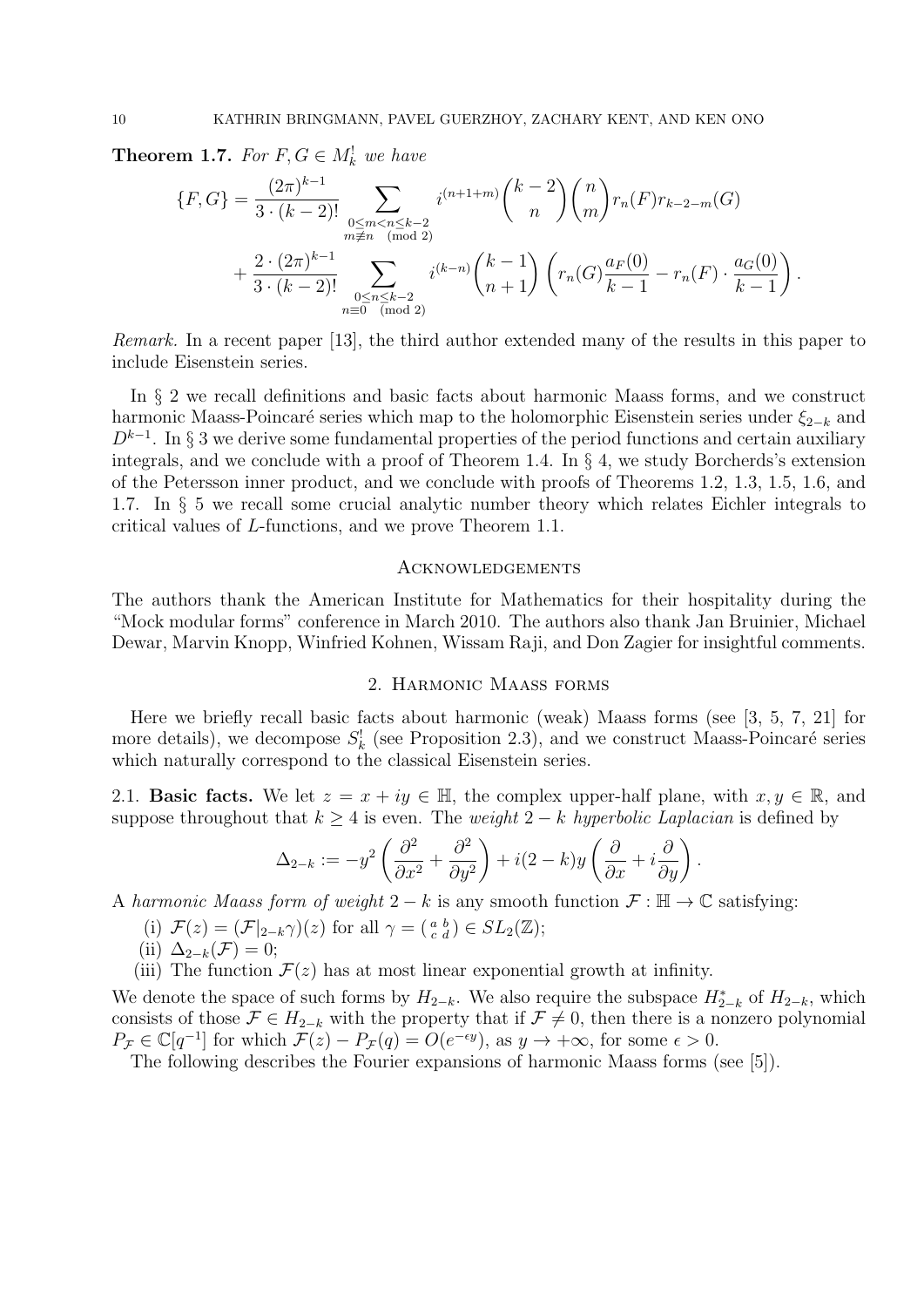**Theorem 1.7.** *For $F, G \in M_k^!$ we have*

$$\{F, G\} = \frac{(2\pi)^{k-1}}{3 \cdot (k-2)!} \sum_{\substack{0 \leq m < n \leq k-2 \\ m \not\equiv n \pmod 2}} i^{(n+1+m)} \binom{k-2}{n} \binom{n}{m} r_n(F) r_{k-2-m}(G)$$
$$+ \frac{2 \cdot (2\pi)^{k-1}}{3 \cdot (k-2)!} \sum_{\substack{0 \leq n \leq k-2 \\ n \equiv 0 \pmod 2}} i^{(k-n)} \binom{k-1}{n+1} \left( r_n(G) \frac{a_F(0)}{k-1} - r_n(F) \cdot \frac{a_G(0)}{k-1} \right).$$

*Remark.* In a recent paper [13], the third author extended many of the results in this paper to include Eisenstein series.

In § 2 we recall definitions and basic facts about harmonic Maass forms, and we construct harmonic Maass-Poincaré series which map to the holomorphic Eisenstein series under $\xi_{2-k}$ and $D^{k-1}$. In § 3 we derive some fundamental properties of the period functions and certain auxiliary integrals, and we conclude with a proof of Theorem 1.4. In § 4, we study Borcherds's extension of the Petersson inner product, and we conclude with proofs of Theorems 1.2, 1.3, 1.5, 1.6, and 1.7. In § 5 we recall some crucial analytic number theory which relates Eichler integrals to critical values of $L$-functions, and we prove Theorem 1.1.

## Acknowledgements

The authors thank the American Institute for Mathematics for their hospitality during the "Mock modular forms" conference in March 2010. The authors also thank Jan Bruinier, Michael Dewar, Marvin Knopp, Winfried Kohnen, Wissam Raji, and Don Zagier for insightful comments.

## 2. Harmonic Maass forms

Here we briefly recall basic facts about harmonic (weak) Maass forms (see [3, 5, 7, 21] for more details), we decompose $S_k^!$ (see Proposition 2.3), and we construct Maass-Poincaré series which naturally correspond to the classical Eisenstein series.

2.1. **Basic facts.** We let $z = x + iy \in \mathbb{H}$, the complex upper-half plane, with $x, y \in \mathbb{R}$, and suppose throughout that $k \geq 4$ is even. The *weight* $2-k$ *hyperbolic Laplacian* is defined by

$$\Delta_{2-k} := -y^2 \left( \frac{\partial^2}{\partial x^2} + \frac{\partial^2}{\partial y^2} \right) + i(2-k)y \left( \frac{\partial}{\partial x} + i \frac{\partial}{\partial y} \right).$$

A *harmonic Maass form of weight* $2-k$ is any smooth function $\mathcal{F} : \mathbb{H} \to \mathbb{C}$ satisfying:

(i) $\mathcal{F}(z) = (\mathcal{F}|_{2-k}\gamma)(z)$ for all $\gamma = \left(\begin{smallmatrix} a & b \\ c & d \end{smallmatrix}\right) \in SL_2(\mathbb{Z})$;

(ii) $\Delta_{2-k}(\mathcal{F}) = 0$;

(iii) The function $\mathcal{F}(z)$ has at most linear exponential growth at infinity.

We denote the space of such forms by $H_{2-k}$. We also require the subspace $H_{2-k}^*$ of $H_{2-k}$, which consists of those $\mathcal{F} \in H_{2-k}$ with the property that if $\mathcal{F} \neq 0$, then there is a nonzero polynomial $P_{\mathcal{F}} \in \mathbb{C}[q^{-1}]$ for which $\mathcal{F}(z) - P_{\mathcal{F}}(q) = O(e^{-\epsilon y})$, as $y \to +\infty$, for some $\epsilon > 0$.

The following describes the Fourier expansions of harmonic Maass forms (see [5]).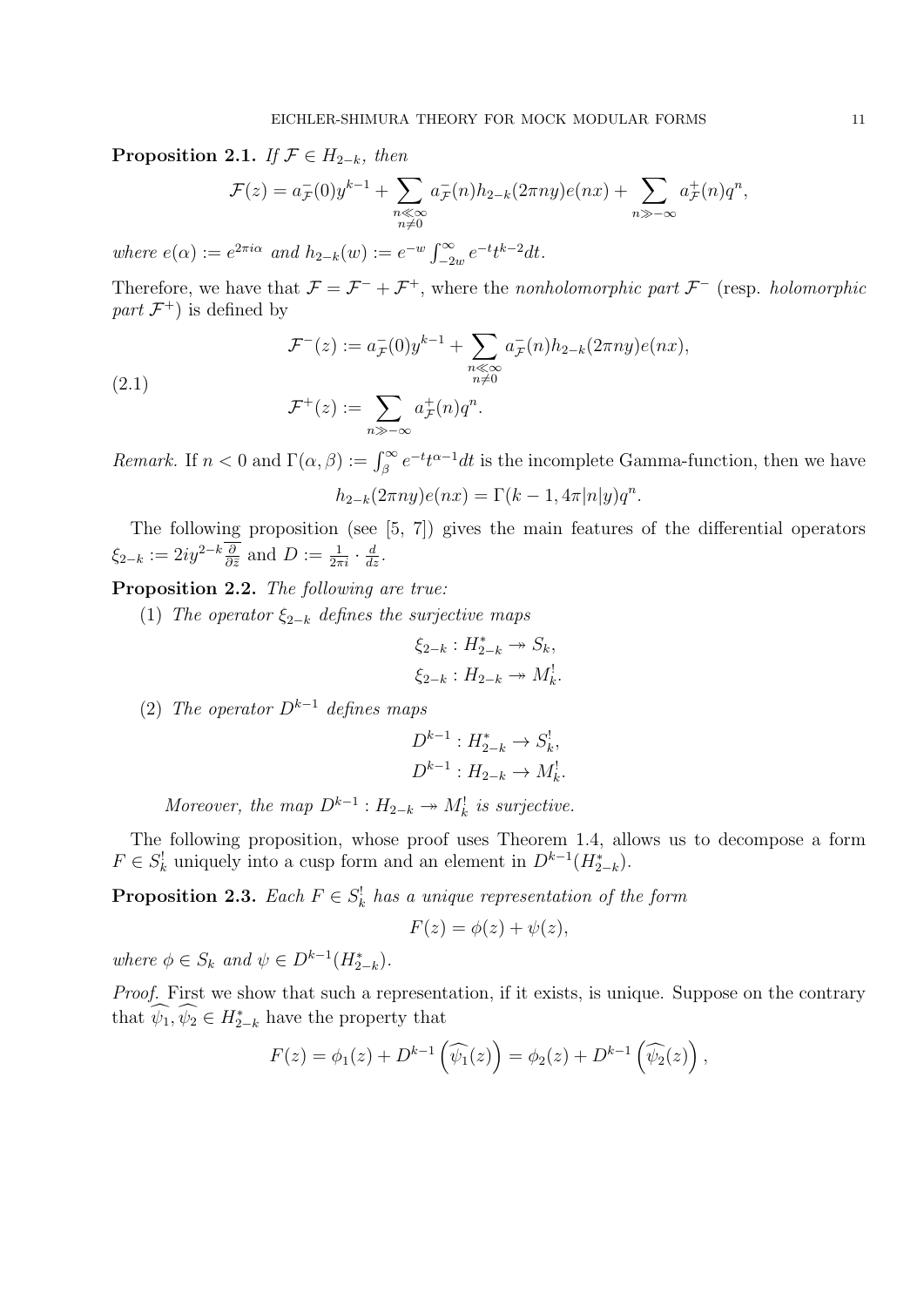**Proposition 2.1.** *If $\mathcal{F} \in H_{2-k}$, then*

$$\mathcal{F}(z) = a_{\mathcal{F}}^{-}(0)y^{k-1} + \sum_{\substack{n \ll \infty \\ n \neq 0}} a_{\mathcal{F}}^{-}(n) h_{2-k}(2\pi n y) e(nx) + \sum_{n \gg -\infty} a_{\mathcal{F}}^{+}(n) q^n,$$

*where $e(\alpha) := e^{2\pi i \alpha}$ and $h_{2-k}(w) := e^{-w} \int_{-2w}^{\infty} e^{-t} t^{k-2} dt$.*

Therefore, we have that $\mathcal{F} = \mathcal{F}^- + \mathcal{F}^+$, where the *nonholomorphic part* $\mathcal{F}^-$ (resp. *holomorphic part* $\mathcal{F}^+$) is defined by

$$\begin{aligned}
\mathcal{F}^{-}(z) &:= a_{\mathcal{F}}^{-}(0)y^{k-1} + \sum_{\substack{n \ll \infty \\ n \neq 0}} a_{\mathcal{F}}^{-}(n) h_{2-k}(2\pi n y) e(nx), \\
\mathcal{F}^{+}(z) &:= \sum_{n \gg -\infty} a_{\mathcal{F}}^{+}(n) q^n.
\end{aligned} \tag{2.1}$$

*Remark.* If $n < 0$ and $\Gamma(\alpha, \beta) := \int_{\beta}^{\infty} e^{-t} t^{\alpha-1} dt$ is the incomplete Gamma-function, then we have

$$h_{2-k}(2\pi n y) e(nx) = \Gamma(k-1, 4\pi |n| y) q^n.$$

The following proposition (see [5, 7]) gives the main features of the differential operators $\xi_{2-k} := 2iy^{2-k} \overline{\frac{\partial}{\partial \bar{z}}}$ and $D := \frac{1}{2\pi i} \cdot \frac{d}{dz}$.

**Proposition 2.2.** *The following are true:*

(1) *The operator $\xi_{2-k}$ defines the surjective maps*

$$\begin{aligned}
\xi_{2-k} &: H_{2-k}^{*} \twoheadrightarrow S_k, \\
\xi_{2-k} &: H_{2-k} \twoheadrightarrow M_k^{!}.
\end{aligned}$$

(2) *The operator $D^{k-1}$ defines maps*

$$\begin{aligned}
D^{k-1} &: H_{2-k}^{*} \to S_k^{!}, \\
D^{k-1} &: H_{2-k} \to M_k^{!}.
\end{aligned}$$

*Moreover, the map $D^{k-1} : H_{2-k} \twoheadrightarrow M_k^{!}$ is surjective.*

The following proposition, whose proof uses Theorem 1.4, allows us to decompose a form $F \in S_k^{!}$ uniquely into a cusp form and an element in $D^{k-1}(H_{2-k}^{*})$.

**Proposition 2.3.** *Each $F \in S_k^{!}$ has a unique representation of the form*

$$F(z) = \phi(z) + \psi(z),$$

*where $\phi \in S_k$ and $\psi \in D^{k-1}(H_{2-k}^{*})$.*

*Proof.* First we show that such a representation, if it exists, is unique. Suppose on the contrary that $\widehat{\psi_1}, \widehat{\psi_2} \in H_{2-k}^{*}$ have the property that

$$F(z) = \phi_1(z) + D^{k-1}\left(\widehat{\psi_1}(z)\right) = \phi_2(z) + D^{k-1}\left(\widehat{\psi_2}(z)\right),$$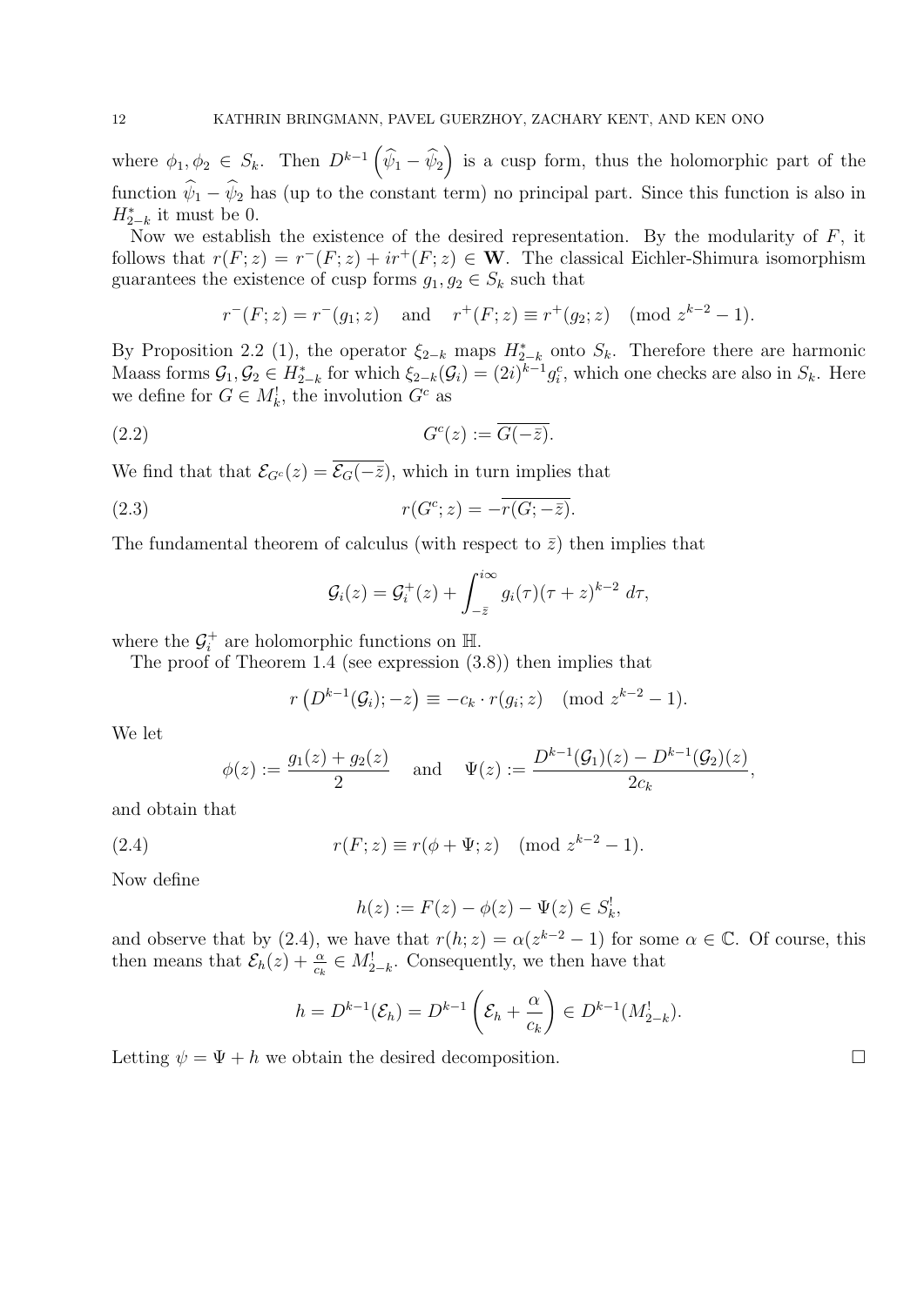where $\phi_1, \phi_2 \in S_k$. Then $D^{k-1}\left(\widehat{\psi}_1 - \widehat{\psi}_2\right)$ is a cusp form, thus the holomorphic part of the function $\widehat{\psi}_1 - \widehat{\psi}_2$ has (up to the constant term) no principal part. Since this function is also in $H^*_{2-k}$ it must be 0.

Now we establish the existence of the desired representation. By the modularity of $F$, it follows that $r(F;z) = r^-(F;z) + ir^+(F;z) \in \mathbf{W}$. The classical Eichler-Shimura isomorphism guarantees the existence of cusp forms $g_1, g_2 \in S_k$ such that

$$r^-(F;z) = r^-(g_1;z) \quad \text{and} \quad r^+(F;z) \equiv r^+(g_2;z) \pmod{z^{k-2}-1}.$$

By Proposition 2.2 (1), the operator $\xi_{2-k}$ maps $H^*_{2-k}$ onto $S_k$. Therefore there are harmonic Maass forms $\mathcal{G}_1, \mathcal{G}_2 \in H^*_{2-k}$ for which $\xi_{2-k}(\mathcal{G}_i) = (2i)^{k-1} g_i^c$, which one checks are also in $S_k$. Here we define for $G \in M_k^!$, the involution $G^c$ as

$$G^c(z) := \overline{G(-\bar{z})}. \tag{2.2}$$

We find that that $\mathcal{E}_{G^c}(z) = \overline{\mathcal{E}_G(-\bar{z})}$, which in turn implies that

$$r(G^c;z) = -\overline{r(G;-\bar{z})}. \tag{2.3}$$

The fundamental theorem of calculus (with respect to $\bar{z}$) then implies that

$$\mathcal{G}_i(z) = \mathcal{G}_i^+(z) + \int_{-\bar{z}}^{i\infty} g_i(\tau)(\tau + z)^{k-2}\, d\tau,$$

where the $\mathcal{G}_i^+$ are holomorphic functions on $\mathbb{H}$.

The proof of Theorem 1.4 (see expression (3.8)) then implies that

$$r\left(D^{k-1}(\mathcal{G}_i); -z\right) \equiv -c_k \cdot r(g_i;z) \pmod{z^{k-2}-1}.$$

We let

$$\phi(z) := \frac{g_1(z) + g_2(z)}{2} \quad \text{and} \quad \Psi(z) := \frac{D^{k-1}(\mathcal{G}_1)(z) - D^{k-1}(\mathcal{G}_2)(z)}{2c_k},$$

and obtain that

$$r(F;z) \equiv r(\phi + \Psi; z) \pmod{z^{k-2}-1}. \tag{2.4}$$

Now define

$$h(z) := F(z) - \phi(z) - \Psi(z) \in S_k^!,$$

and observe that by (2.4), we have that $r(h;z) = \alpha(z^{k-2}-1)$ for some $\alpha \in \mathbb{C}$. Of course, this then means that $\mathcal{E}_h(z) + \frac{\alpha}{c_k} \in M^!_{2-k}$. Consequently, we then have that

$$h = D^{k-1}(\mathcal{E}_h) = D^{k-1}\left(\mathcal{E}_h + \frac{\alpha}{c_k}\right) \in D^{k-1}(M^!_{2-k}).$$

Letting $\psi = \Psi + h$ we obtain the desired decomposition. $\square$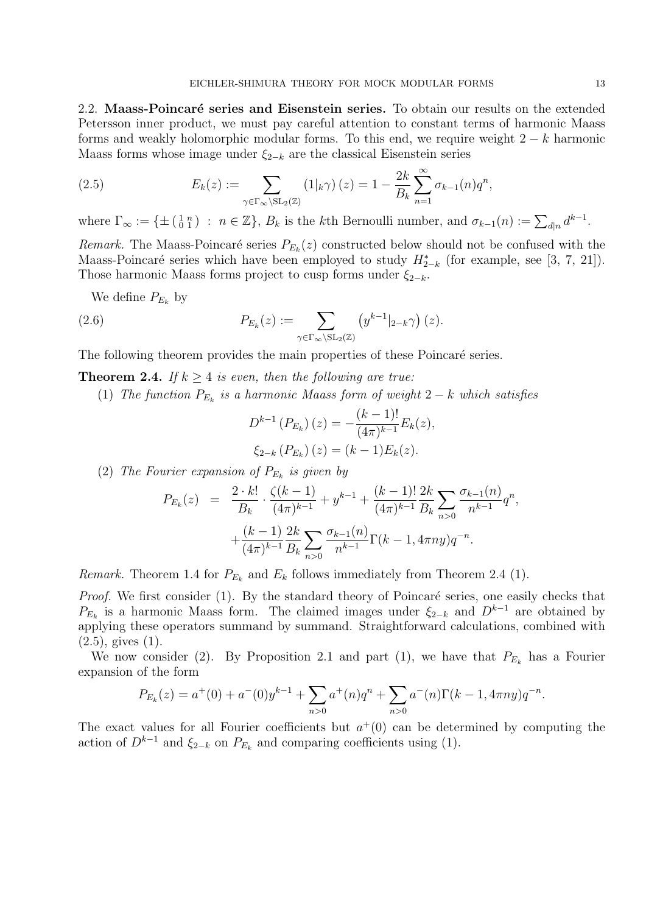2.2. **Maass-Poincaré series and Eisenstein series.** To obtain our results on the extended Petersson inner product, we must pay careful attention to constant terms of harmonic Maass forms and weakly holomorphic modular forms. To this end, we require weight $2-k$ harmonic Maass forms whose image under $\xi_{2-k}$ are the classical Eisenstein series

$$E_k(z) := \sum_{\gamma \in \Gamma_\infty \backslash \mathrm{SL}_2(\mathbb{Z})} (1|_k\gamma)(z) = 1 - \frac{2k}{B_k}\sum_{n=1}^{\infty} \sigma_{k-1}(n)q^n, \tag{2.5}$$

where $\Gamma_\infty := \{\pm \left(\begin{smallmatrix} 1 & n \\ 0 & 1 \end{smallmatrix}\right) \ : \ n \in \mathbb{Z}\}$, $B_k$ is the $k$th Bernoulli number, and $\sigma_{k-1}(n) := \sum_{d|n} d^{k-1}$.

*Remark.* The Maass-Poincaré series $P_{E_k}(z)$ constructed below should not be confused with the Maass-Poincaré series which have been employed to study $H^*_{2-k}$ (for example, see [3, 7, 21]). Those harmonic Maass forms project to cusp forms under $\xi_{2-k}$.

We define $P_{E_k}$ by

$$P_{E_k}(z) := \sum_{\gamma \in \Gamma_\infty \backslash \mathrm{SL}_2(\mathbb{Z})} \left(y^{k-1}|_{2-k}\gamma\right)(z). \tag{2.6}$$

The following theorem provides the main properties of these Poincaré series.

**Theorem 2.4.** *If $k \geq 4$ is even, then the following are true:*

(1) *The function $P_{E_k}$ is a harmonic Maass form of weight $2-k$ which satisfies*

$$D^{k-1}\left(P_{E_k}\right)(z) = -\frac{(k-1)!}{(4\pi)^{k-1}}E_k(z),$$

$$\xi_{2-k}\left(P_{E_k}\right)(z) = (k-1)E_k(z).$$

(2) *The Fourier expansion of $P_{E_k}$ is given by*

$$\begin{aligned} P_{E_k}(z) &= \frac{2\cdot k!}{B_k}\cdot\frac{\zeta(k-1)}{(4\pi)^{k-1}} + y^{k-1} + \frac{(k-1)!}{(4\pi)^{k-1}}\frac{2k}{B_k}\sum_{n>0}\frac{\sigma_{k-1}(n)}{n^{k-1}}q^n, \\ &+ \frac{(k-1)}{(4\pi)^{k-1}}\frac{2k}{B_k}\sum_{n>0}\frac{\sigma_{k-1}(n)}{n^{k-1}}\Gamma(k-1, 4\pi ny)q^{-n}. \end{aligned}$$

*Remark.* Theorem 1.4 for $P_{E_k}$ and $E_k$ follows immediately from Theorem 2.4 (1).

*Proof.* We first consider (1). By the standard theory of Poincaré series, one easily checks that $P_{E_k}$ is a harmonic Maass form. The claimed images under $\xi_{2-k}$ and $D^{k-1}$ are obtained by applying these operators summand by summand. Straightforward calculations, combined with (2.5), gives (1).

We now consider (2). By Proposition 2.1 and part (1), we have that $P_{E_k}$ has a Fourier expansion of the form

$$P_{E_k}(z) = a^+(0) + a^-(0)y^{k-1} + \sum_{n>0} a^+(n)q^n + \sum_{n>0} a^-(n)\Gamma(k-1, 4\pi ny)q^{-n}.$$

The exact values for all Fourier coefficients but $a^+(0)$ can be determined by computing the action of $D^{k-1}$ and $\xi_{2-k}$ on $P_{E_k}$ and comparing coefficients using (1).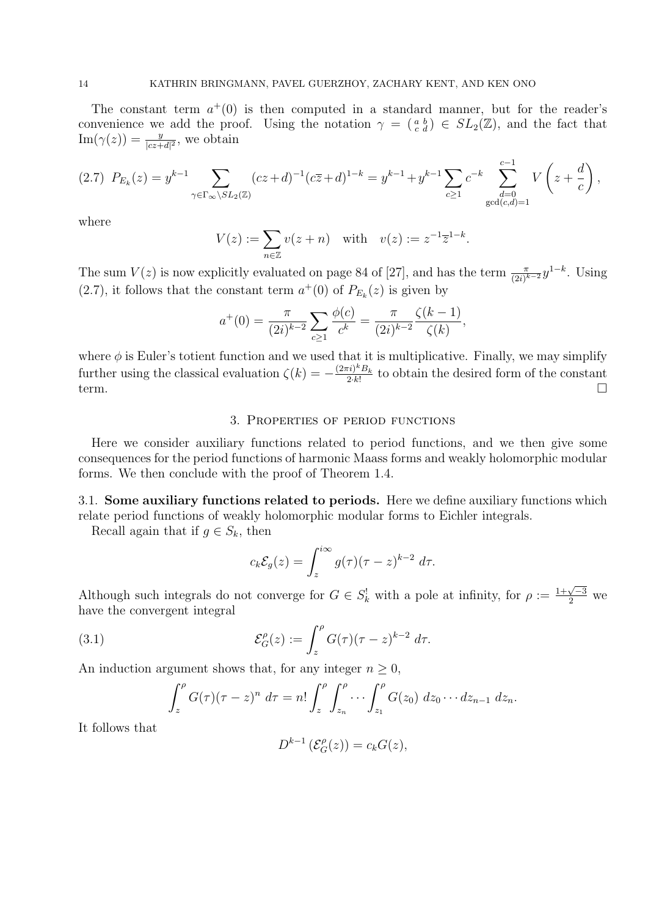The constant term $a^+(0)$ is then computed in a standard manner, but for the reader's convenience we add the proof. Using the notation $\gamma = \left(\begin{smallmatrix} a & b \\ c & d \end{smallmatrix}\right) \in SL_2(\mathbb{Z})$, and the fact that $\mathrm{Im}(\gamma(z)) = \frac{y}{|cz+d|^2}$, we obtain

$$P_{E_k}(z) = y^{k-1} \sum_{\gamma \in \Gamma_\infty \backslash SL_2(\mathbb{Z})} (cz+d)^{-1}(c\overline{z}+d)^{1-k} = y^{k-1} + y^{k-1} \sum_{c \geq 1} c^{-k} \sum_{\substack{d=0 \\ \gcd(c,d)=1}}^{c-1} V\left(z + \frac{d}{c}\right), \tag{2.7}$$

where

$$V(z) := \sum_{n \in \mathbb{Z}} v(z+n) \quad \text{with} \quad v(z) := z^{-1}\overline{z}^{1-k}.$$

The sum $V(z)$ is now explicitly evaluated on page 84 of [27], and has the term $\frac{\pi}{(2i)^{k-2}} y^{1-k}$. Using (2.7), it follows that the constant term $a^+(0)$ of $P_{E_k}(z)$ is given by

$$a^+(0) = \frac{\pi}{(2i)^{k-2}} \sum_{c \geq 1} \frac{\phi(c)}{c^k} = \frac{\pi}{(2i)^{k-2}} \frac{\zeta(k-1)}{\zeta(k)},$$

where $\phi$ is Euler's totient function and we used that it is multiplicative. Finally, we may simplify further using the classical evaluation $\zeta(k) = -\frac{(2\pi i)^k B_k}{2 \cdot k!}$ to obtain the desired form of the constant term. $\square$

## 3. Properties of period functions

Here we consider auxiliary functions related to period functions, and we then give some consequences for the period functions of harmonic Maass forms and weakly holomorphic modular forms. We then conclude with the proof of Theorem 1.4.

### 3.1. Some auxiliary functions related to periods.

Here we define auxiliary functions which relate period functions of weakly holomorphic modular forms to Eichler integrals.

Recall again that if $g \in S_k$, then

$$c_k \mathcal{E}_g(z) = \int_z^{i\infty} g(\tau)(\tau - z)^{k-2} \, d\tau.$$

Although such integrals do not converge for $G \in S_k^!$ with a pole at infinity, for $\rho := \frac{1+\sqrt{-3}}{2}$ we have the convergent integral

$$\mathcal{E}_G^\rho(z) := \int_z^\rho G(\tau)(\tau - z)^{k-2} \, d\tau. \tag{3.1}$$

An induction argument shows that, for any integer $n \geq 0$,

$$\int_z^\rho G(\tau)(\tau - z)^n \, d\tau = n! \int_z^\rho \int_{z_n}^\rho \cdots \int_{z_1}^\rho G(z_0) \, dz_0 \cdots dz_{n-1} \, dz_n.$$

It follows that

$$D^{k-1}\left(\mathcal{E}_G^\rho(z)\right) = c_k G(z),$$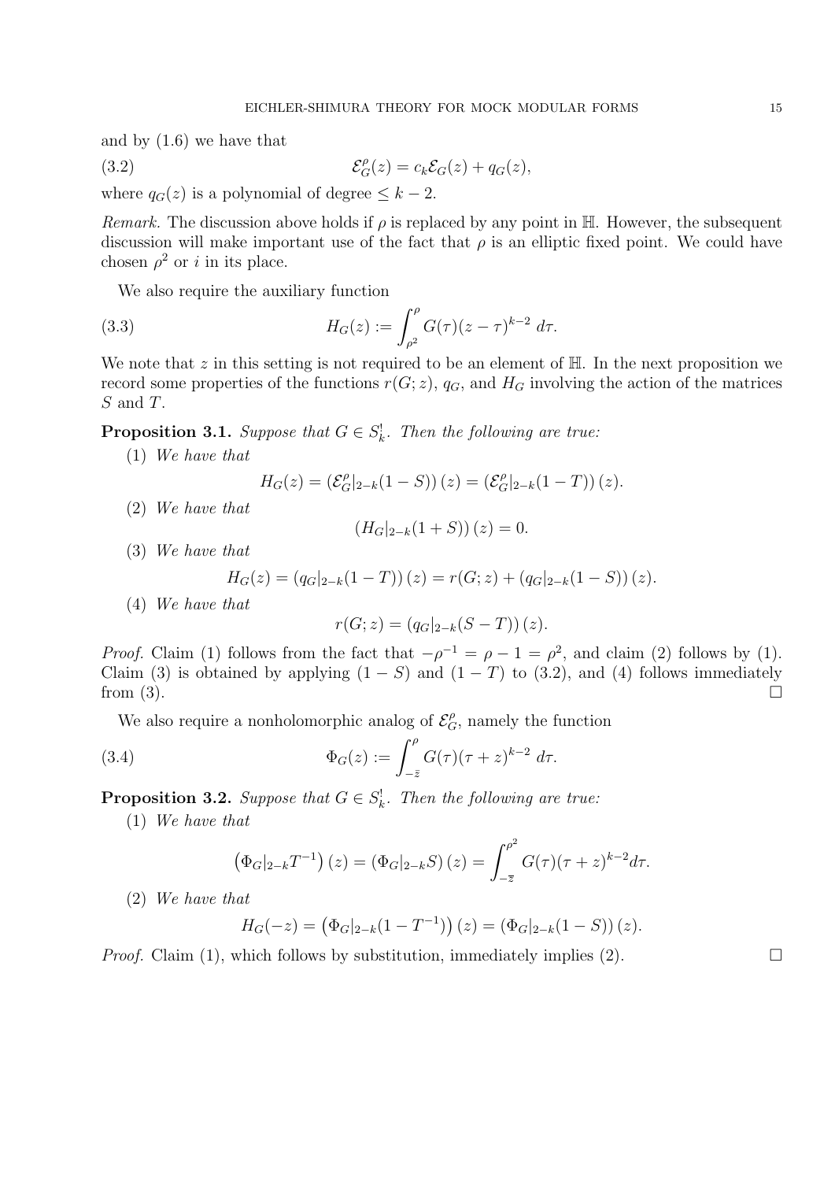and by (1.6) we have that

$$\mathcal{E}_G^{\rho}(z) = c_k \mathcal{E}_G(z) + q_G(z), \tag{3.2}$$

where $q_G(z)$ is a polynomial of degree $\leq k-2$.

*Remark.* The discussion above holds if $\rho$ is replaced by any point in $\mathbb{H}$. However, the subsequent discussion will make important use of the fact that $\rho$ is an elliptic fixed point. We could have chosen $\rho^2$ or $i$ in its place.

We also require the auxiliary function

$$H_G(z) := \int_{\rho^2}^{\rho} G(\tau)(z-\tau)^{k-2}\, d\tau. \tag{3.3}$$

We note that $z$ in this setting is not required to be an element of $\mathbb{H}$. In the next proposition we record some properties of the functions $r(G;z)$, $q_G$, and $H_G$ involving the action of the matrices $S$ and $T$.

**Proposition 3.1.** *Suppose that $G \in S_k^!$. Then the following are true:*

(1) *We have that*

$$H_G(z) = \left(\mathcal{E}_G^{\rho}|_{2-k}(1-S)\right)(z) = \left(\mathcal{E}_G^{\rho}|_{2-k}(1-T)\right)(z).$$

(2) *We have that*

$$\left(H_G|_{2-k}(1+S)\right)(z) = 0.$$

(3) *We have that*

$$H_G(z) = \left(q_G|_{2-k}(1-T)\right)(z) = r(G;z) + \left(q_G|_{2-k}(1-S)\right)(z).$$

(4) *We have that*

$$r(G;z) = \left(q_G|_{2-k}(S-T)\right)(z).$$

*Proof.* Claim (1) follows from the fact that $-\rho^{-1} = \rho - 1 = \rho^2$, and claim (2) follows by (1). Claim (3) is obtained by applying $(1-S)$ and $(1-T)$ to (3.2), and (4) follows immediately from (3). $\square$

We also require a nonholomorphic analog of $\mathcal{E}_G^{\rho}$, namely the function

$$\Phi_G(z) := \int_{-\bar{z}}^{\rho} G(\tau)(\tau+z)^{k-2}\, d\tau. \tag{3.4}$$

**Proposition 3.2.** *Suppose that $G \in S_k^!$. Then the following are true:*

(1) *We have that*

$$\left(\Phi_G|_{2-k}T^{-1}\right)(z) = \left(\Phi_G|_{2-k}S\right)(z) = \int_{-\overline{z}}^{\rho^2} G(\tau)(\tau+z)^{k-2} d\tau.$$

(2) *We have that*

$$H_G(-z) = \left(\Phi_G|_{2-k}(1-T^{-1})\right)(z) = \left(\Phi_G|_{2-k}(1-S)\right)(z).$$

*Proof.* Claim (1), which follows by substitution, immediately implies (2). $\square$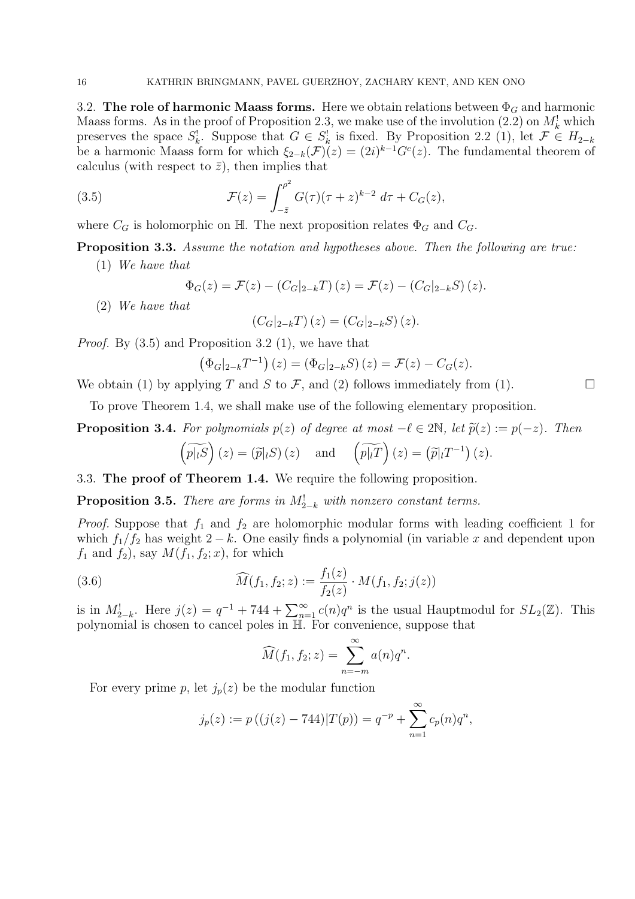3.2. **The role of harmonic Maass forms.** Here we obtain relations between $\Phi_G$ and harmonic Maass forms. As in the proof of Proposition 2.3, we make use of the involution (2.2) on $M_k^!$ which preserves the space $S_k^!$. Suppose that $G \in S_k^!$ is fixed. By Proposition 2.2 (1), let $\mathcal{F} \in H_{2-k}$ be a harmonic Maass form for which $\xi_{2-k}(\mathcal{F})(z) = (2i)^{k-1}G^c(z)$. The fundamental theorem of calculus (with respect to $\bar{z}$), then implies that

$$\mathcal{F}(z) = \int_{-\bar{z}}^{\rho^2} G(\tau)(\tau+z)^{k-2}\, d\tau + C_G(z), \tag{3.5}$$

where $C_G$ is holomorphic on $\mathbb{H}$. The next proposition relates $\Phi_G$ and $C_G$.

**Proposition 3.3.** *Assume the notation and hypotheses above. Then the following are true:*

(1) *We have that*
$$\Phi_G(z) = \mathcal{F}(z) - \left(C_G|_{2-k}T\right)(z) = \mathcal{F}(z) - \left(C_G|_{2-k}S\right)(z).$$

(2) *We have that*
$$\left(C_G|_{2-k}T\right)(z) = \left(C_G|_{2-k}S\right)(z).$$

*Proof.* By (3.5) and Proposition 3.2 (1), we have that
$$\left(\Phi_G|_{2-k}T^{-1}\right)(z) = \left(\Phi_G|_{2-k}S\right)(z) = \mathcal{F}(z) - C_G(z).$$
We obtain (1) by applying $T$ and $S$ to $\mathcal{F}$, and (2) follows immediately from (1). ☐

To prove Theorem 1.4, we shall make use of the following elementary proposition.

**Proposition 3.4.** *For polynomials $p(z)$ of degree at most $-\ell \in 2\mathbb{N}$, let $\widetilde{p}(z) := p(-z)$. Then*
$$\left(\widetilde{p|_l S}\right)(z) = \left(\widetilde{p}|_l S\right)(z) \quad \text{and} \quad \left(\widetilde{p|_l T}\right)(z) = \left(\widetilde{p}|_l T^{-1}\right)(z).$$

3.3. **The proof of Theorem 1.4.** We require the following proposition.

**Proposition 3.5.** *There are forms in $M_{2-k}^!$ with nonzero constant terms.*

*Proof.* Suppose that $f_1$ and $f_2$ are holomorphic modular forms with leading coefficient 1 for which $f_1/f_2$ has weight $2-k$. One easily finds a polynomial (in variable $x$ and dependent upon $f_1$ and $f_2$), say $M(f_1, f_2; x)$, for which

$$\widehat{M}(f_1, f_2; z) := \frac{f_1(z)}{f_2(z)} \cdot M(f_1, f_2; j(z)) \tag{3.6}$$

is in $M_{2-k}^!$. Here $j(z) = q^{-1} + 744 + \sum_{n=1}^{\infty} c(n)q^n$ is the usual Hauptmodul for $SL_2(\mathbb{Z})$. This polynomial is chosen to cancel poles in $\mathbb{H}$. For convenience, suppose that

$$\widehat{M}(f_1, f_2; z) = \sum_{n=-m}^{\infty} a(n)q^n.$$

For every prime $p$, let $j_p(z)$ be the modular function

$$j_p(z) := p\left((j(z) - 744)|T(p)\right) = q^{-p} + \sum_{n=1}^{\infty} c_p(n)q^n,$$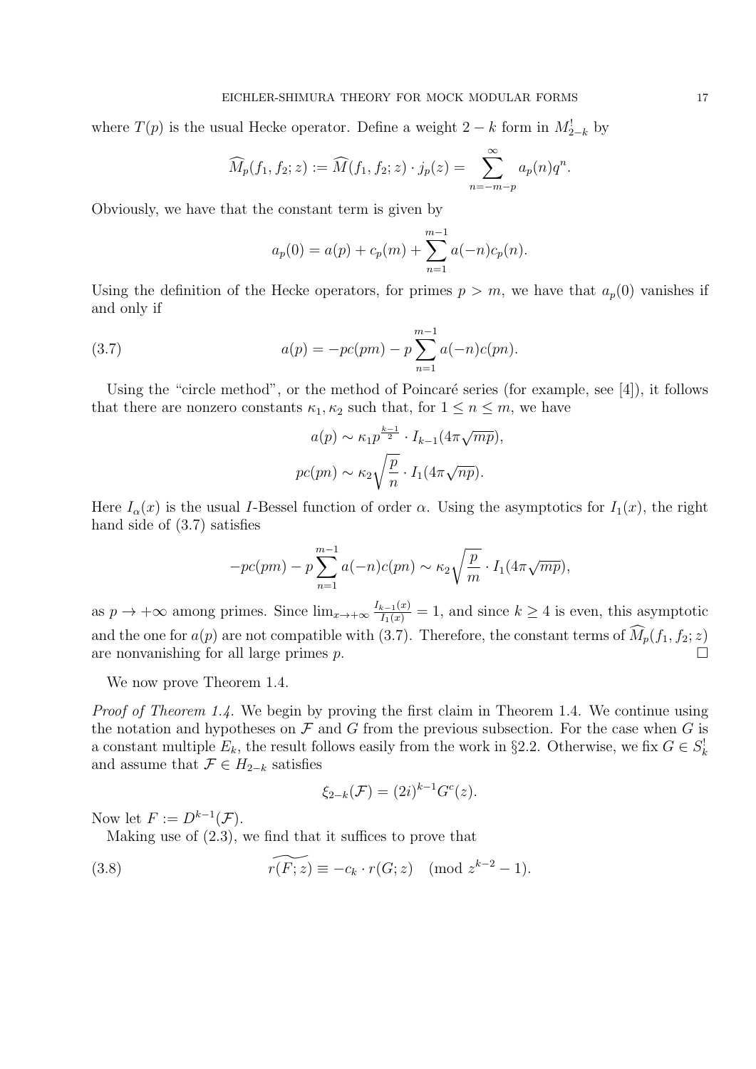where $T(p)$ is the usual Hecke operator. Define a weight $2-k$ form in $M^!_{2-k}$ by

$$\widehat{M}_p(f_1, f_2; z) := \widehat{M}(f_1, f_2; z) \cdot j_p(z) = \sum_{n=-m-p}^{\infty} a_p(n) q^n.$$

Obviously, we have that the constant term is given by

$$a_p(0) = a(p) + c_p(m) + \sum_{n=1}^{m-1} a(-n) c_p(n).$$

Using the definition of the Hecke operators, for primes $p > m$, we have that $a_p(0)$ vanishes if and only if

$$a(p) = -pc(pm) - p \sum_{n=1}^{m-1} a(-n) c(pn). \tag{3.7}$$

Using the "circle method", or the method of Poincaré series (for example, see [4]), it follows that there are nonzero constants $\kappa_1, \kappa_2$ such that, for $1 \leq n \leq m$, we have

$$a(p) \sim \kappa_1 p^{\frac{k-1}{2}} \cdot I_{k-1}(4\pi\sqrt{mp}),$$

$$pc(pn) \sim \kappa_2 \sqrt{\frac{p}{n}} \cdot I_1(4\pi\sqrt{np}).$$

Here $I_\alpha(x)$ is the usual $I$-Bessel function of order $\alpha$. Using the asymptotics for $I_1(x)$, the right hand side of (3.7) satisfies

$$-pc(pm) - p \sum_{n=1}^{m-1} a(-n) c(pn) \sim \kappa_2 \sqrt{\frac{p}{m}} \cdot I_1(4\pi\sqrt{mp}),$$

as $p \to +\infty$ among primes. Since $\lim_{x \to +\infty} \frac{I_{k-1}(x)}{I_1(x)} = 1$, and since $k \geq 4$ is even, this asymptotic and the one for $a(p)$ are not compatible with (3.7). Therefore, the constant terms of $\widehat{M}_p(f_1, f_2; z)$ are nonvanishing for all large primes $p$. $\square$

We now prove Theorem 1.4.

*Proof of Theorem 1.4.* We begin by proving the first claim in Theorem 1.4. We continue using the notation and hypotheses on $\mathcal{F}$ and $G$ from the previous subsection. For the case when $G$ is a constant multiple $E_k$, the result follows easily from the work in §2.2. Otherwise, we fix $G \in S^!_k$ and assume that $\mathcal{F} \in H_{2-k}$ satisfies

$$\xi_{2-k}(\mathcal{F}) = (2i)^{k-1} G^c(z).$$

Now let $F := D^{k-1}(\mathcal{F})$.

Making use of (2.3), we find that it suffices to prove that

$$\widetilde{r(F; z)} \equiv -c_k \cdot r(G; z) \pmod{z^{k-2} - 1}. \tag{3.8}$$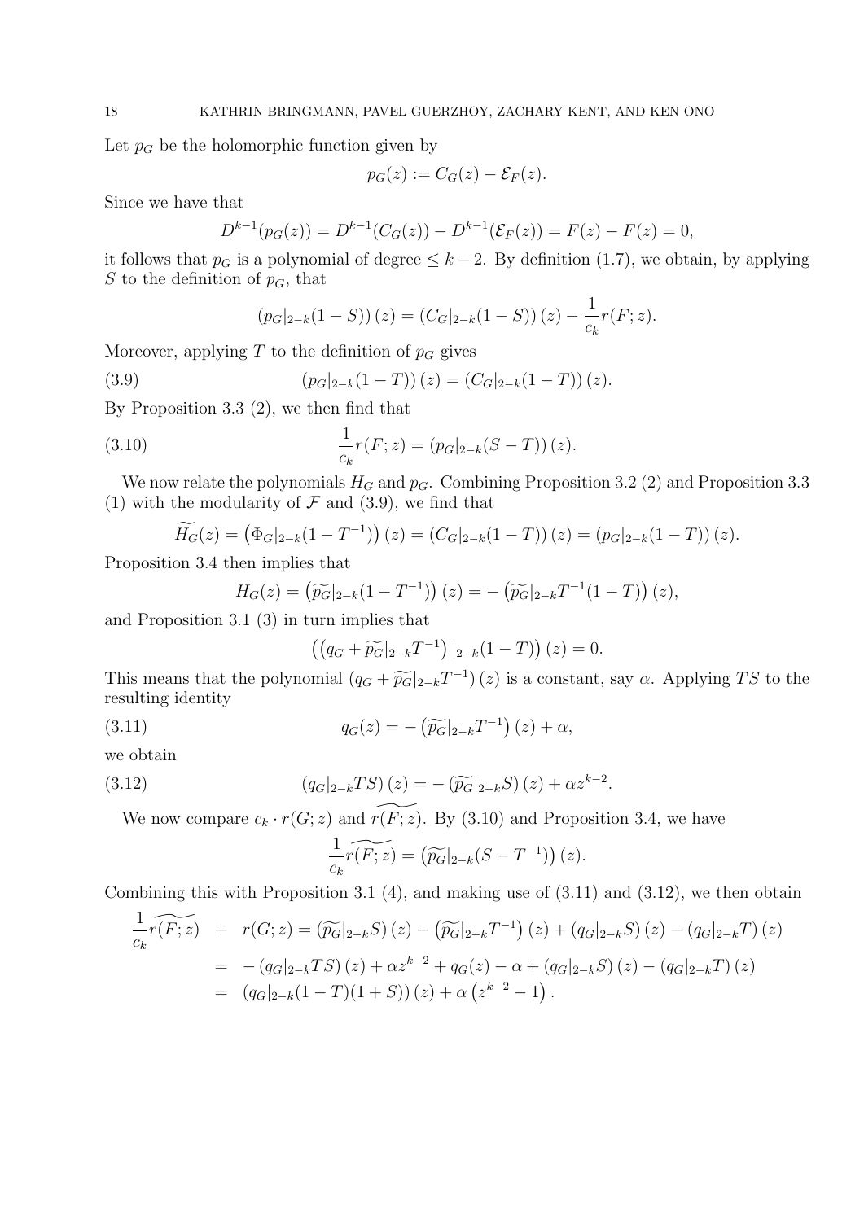Let $p_G$ be the holomorphic function given by

$$p_G(z) := C_G(z) - \mathcal{E}_F(z).$$

Since we have that

$$D^{k-1}(p_G(z)) = D^{k-1}(C_G(z)) - D^{k-1}(\mathcal{E}_F(z)) = F(z) - F(z) = 0,$$

it follows that $p_G$ is a polynomial of degree $\leq k-2$. By definition (1.7), we obtain, by applying $S$ to the definition of $p_G$, that

$$\left(p_G|_{2-k}(1-S)\right)(z) = \left(C_G|_{2-k}(1-S)\right)(z) - \frac{1}{c_k} r(F;z).$$

Moreover, applying $T$ to the definition of $p_G$ gives

$$\left(p_G|_{2-k}(1-T)\right)(z) = \left(C_G|_{2-k}(1-T)\right)(z). \tag{3.9}$$

By Proposition 3.3 (2), we then find that

$$\frac{1}{c_k} r(F;z) = \left(p_G|_{2-k}(S-T)\right)(z). \tag{3.10}$$

We now relate the polynomials $H_G$ and $p_G$. Combining Proposition 3.2 (2) and Proposition 3.3 (1) with the modularity of $\mathcal{F}$ and (3.9), we find that

$$\widetilde{H_G}(z) = \left(\Phi_G|_{2-k}(1-T^{-1})\right)(z) = \left(C_G|_{2-k}(1-T)\right)(z) = \left(p_G|_{2-k}(1-T)\right)(z).$$

Proposition 3.4 then implies that

$$H_G(z) = \left(\widetilde{p_G}|_{2-k}(1-T^{-1})\right)(z) = -\left(\widetilde{p_G}|_{2-k}T^{-1}(1-T)\right)(z),$$

and Proposition 3.1 (3) in turn implies that

$$\left(\left(q_G + \widetilde{p_G}|_{2-k}T^{-1}\right)|_{2-k}(1-T)\right)(z) = 0.$$

This means that the polynomial $\left(q_G + \widetilde{p_G}|_{2-k}T^{-1}\right)(z)$ is a constant, say $\alpha$. Applying $TS$ to the resulting identity

$$q_G(z) = -\left(\widetilde{p_G}|_{2-k}T^{-1}\right)(z) + \alpha, \tag{3.11}$$

we obtain

$$\left(q_G|_{2-k}TS\right)(z) = -\left(\widetilde{p_G}|_{2-k}S\right)(z) + \alpha z^{k-2}. \tag{3.12}$$

We now compare $c_k \cdot r(G;z)$ and $\widetilde{r(F;z)}$. By (3.10) and Proposition 3.4, we have

$$\frac{1}{c_k}\widetilde{r(F;z)} = \left(\widetilde{p_G}|_{2-k}(S-T^{-1})\right)(z).$$

Combining this with Proposition 3.1 (4), and making use of (3.11) and (3.12), we then obtain

$$\begin{aligned}
\frac{1}{c_k}\widetilde{r(F;z)} \;+\; r(G;z) &= \left(\widetilde{p_G}|_{2-k}S\right)(z) - \left(\widetilde{p_G}|_{2-k}T^{-1}\right)(z) + \left(q_G|_{2-k}S\right)(z) - \left(q_G|_{2-k}T\right)(z) \\
&= -\left(q_G|_{2-k}TS\right)(z) + \alpha z^{k-2} + q_G(z) - \alpha + \left(q_G|_{2-k}S\right)(z) - \left(q_G|_{2-k}T\right)(z) \\
&= \left(q_G|_{2-k}(1-T)(1+S)\right)(z) + \alpha\left(z^{k-2} - 1\right).
\end{aligned}$$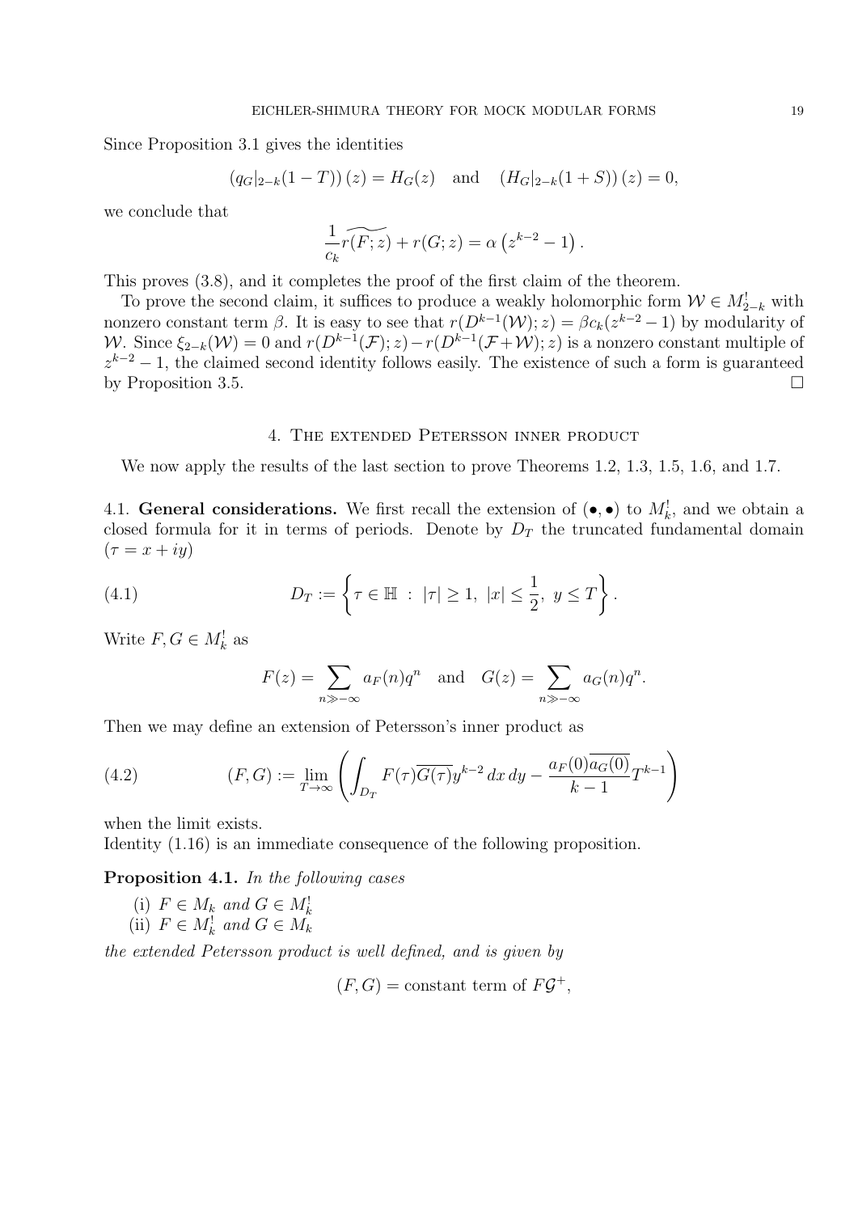Since Proposition 3.1 gives the identities

$$(q_G|_{2-k}(1-T))(z) = H_G(z) \quad \text{and} \quad (H_G|_{2-k}(1+S))(z) = 0,$$

we conclude that

$$\frac{1}{c_k}\widetilde{r(F;z)} + r(G;z) = \alpha\left(z^{k-2}-1\right).$$

This proves (3.8), and it completes the proof of the first claim of the theorem.

To prove the second claim, it suffices to produce a weakly holomorphic form $\mathcal{W} \in M_{2-k}^!$ with nonzero constant term $\beta$. It is easy to see that $r(D^{k-1}(\mathcal{W});z) = \beta c_k(z^{k-2}-1)$ by modularity of $\mathcal{W}$. Since $\xi_{2-k}(\mathcal{W}) = 0$ and $r(D^{k-1}(\mathcal{F});z) - r(D^{k-1}(\mathcal{F}+\mathcal{W});z)$ is a nonzero constant multiple of $z^{k-2}-1$, the claimed second identity follows easily. The existence of such a form is guaranteed by Proposition 3.5. $\square$

## 4. The extended Petersson inner product

We now apply the results of the last section to prove Theorems 1.2, 1.3, 1.5, 1.6, and 1.7.

4.1. **General considerations.** We first recall the extension of $(\bullet,\bullet)$ to $M_k^!$, and we obtain a closed formula for it in terms of periods. Denote by $D_T$ the truncated fundamental domain ($\tau = x+iy$)

$$D_T := \left\{\tau \in \mathbb{H} \ : \ |\tau| \geq 1,\ |x| \leq \frac{1}{2},\ y \leq T\right\}. \tag{4.1}$$

Write $F, G \in M_k^!$ as

$$F(z) = \sum_{n \gg -\infty} a_F(n)q^n \quad \text{and} \quad G(z) = \sum_{n \gg -\infty} a_G(n)q^n.$$

Then we may define an extension of Petersson's inner product as

$$(F,G) := \lim_{T\to\infty}\left(\int_{D_T} F(\tau)\overline{G(\tau)}y^{k-2}\,dx\,dy - \frac{a_F(0)\overline{a_G(0)}}{k-1}T^{k-1}\right) \tag{4.2}$$

when the limit exists.

Identity (1.16) is an immediate consequence of the following proposition.

**Proposition 4.1.** *In the following cases*

(i) *$F \in M_k$ and $G \in M_k^!$*
(ii) *$F \in M_k^!$ and $G \in M_k$*

*the extended Petersson product is well defined, and is given by*

$$(F,G) = \text{constant term of } F\mathcal{G}^+,$$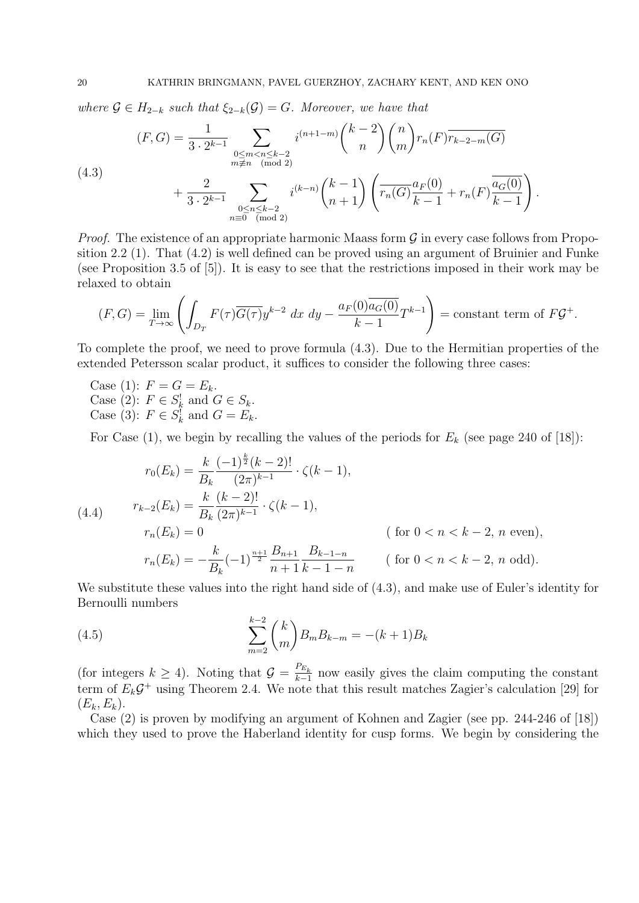*where $\mathcal{G} \in H_{2-k}$ such that $\xi_{2-k}(\mathcal{G}) = G$. Moreover, we have that*

$$
\begin{aligned}
(F, G) = \frac{1}{3 \cdot 2^{k-1}} & \sum_{\substack{0 \le m < n \le k-2 \\ m \not\equiv n \pmod 2}} i^{(n+1-m)} \binom{k-2}{n} \binom{n}{m} r_n(F) \overline{r_{k-2-m}(G)} \\
& + \frac{2}{3 \cdot 2^{k-1}} \sum_{\substack{0 \le n \le k-2 \\ n \equiv 0 \pmod 2}} i^{(k-n)} \binom{k-1}{n+1} \left( \overline{r_n(G)} \frac{a_F(0)}{k-1} + r_n(F) \frac{\overline{a_G(0)}}{k-1} \right).
\end{aligned} \tag{4.3}
$$

*Proof.* The existence of an appropriate harmonic Maass form $\mathcal{G}$ in every case follows from Proposition 2.2 (1). That (4.2) is well defined can be proved using an argument of Bruinier and Funke (see Proposition 3.5 of [5]). It is easy to see that the restrictions imposed in their work may be relaxed to obtain

$$
(F, G) = \lim_{T \to \infty} \left( \int_{D_T} F(\tau) \overline{G(\tau)} y^{k-2} \, dx \, dy - \frac{a_F(0) \overline{a_G(0)}}{k-1} T^{k-1} \right) = \text{constant term of } F\mathcal{G}^+.
$$

To complete the proof, we need to prove formula (4.3). Due to the Hermitian properties of the extended Petersson scalar product, it suffices to consider the following three cases:

Case (1): $F = G = E_k$.
Case (2): $F \in S_k^!$ and $G \in S_k$.
Case (3): $F \in S_k^!$ and $G = E_k$.

For Case (1), we begin by recalling the values of the periods for $E_k$ (see page 240 of [18]):

$$
\begin{aligned}
r_0(E_k) &= \frac{k}{B_k} \frac{(-1)^{\frac{k}{2}}(k-2)!}{(2\pi)^{k-1}} \cdot \zeta(k-1), \\
r_{k-2}(E_k) &= \frac{k}{B_k} \frac{(k-2)!}{(2\pi)^{k-1}} \cdot \zeta(k-1), \\
r_n(E_k) &= 0 && (\text{ for } 0 < n < k-2, \ n \text{ even}), \\
r_n(E_k) &= -\frac{k}{B_k} (-1)^{\frac{n+1}{2}} \frac{B_{n+1}}{n+1} \frac{B_{k-1-n}}{k-1-n} && (\text{ for } 0 < n < k-2, \ n \text{ odd}).
\end{aligned} \tag{4.4}
$$

We substitute these values into the right hand side of (4.3), and make use of Euler's identity for Bernoulli numbers

$$
\sum_{m=2}^{k-2} \binom{k}{m} B_m B_{k-m} = -(k+1) B_k \tag{4.5}
$$

(for integers $k \ge 4$). Noting that $\mathcal{G} = \frac{P_{E_k}}{k-1}$ now easily gives the claim computing the constant term of $E_k \mathcal{G}^+$ using Theorem 2.4. We note that this result matches Zagier's calculation [29] for $(E_k, E_k)$.

Case (2) is proven by modifying an argument of Kohnen and Zagier (see pp. 244-246 of [18]) which they used to prove the Haberland identity for cusp forms. We begin by considering the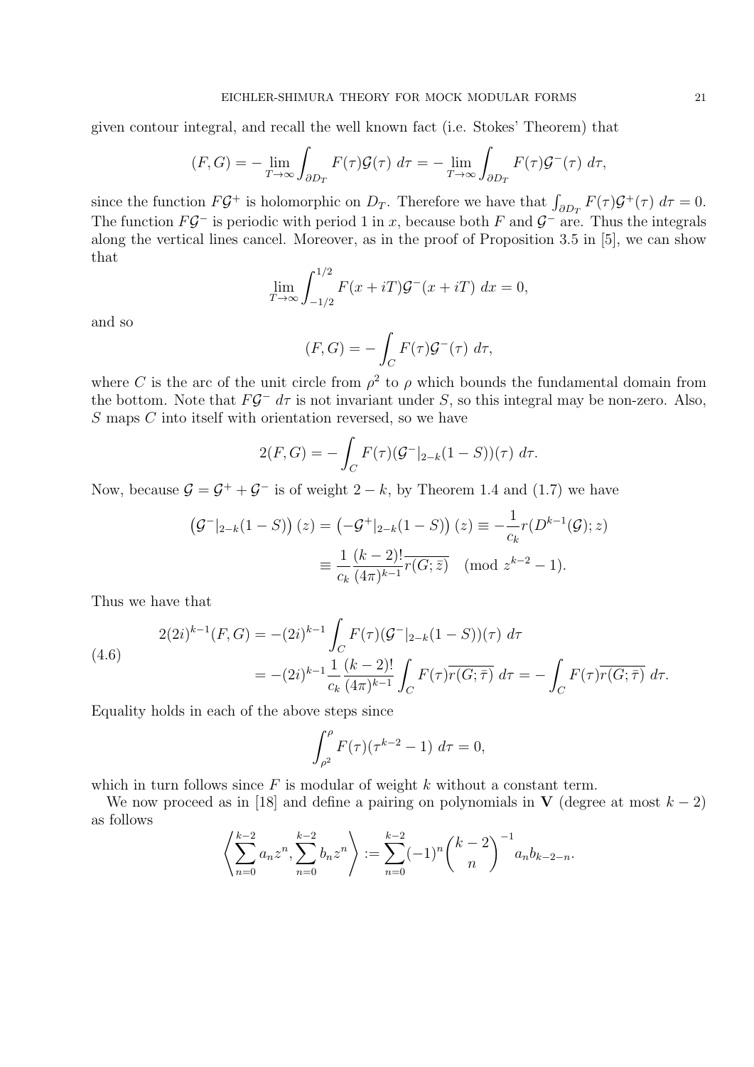given contour integral, and recall the well known fact (i.e. Stokes' Theorem) that

$$(F,G) = -\lim_{T\to\infty}\int_{\partial D_T} F(\tau)\mathcal{G}(\tau)\ d\tau = -\lim_{T\to\infty}\int_{\partial D_T} F(\tau)\mathcal{G}^-(\tau)\ d\tau,$$

since the function $F\mathcal{G}^+$ is holomorphic on $D_T$. Therefore we have that $\int_{\partial D_T} F(\tau)\mathcal{G}^+(\tau)\ d\tau = 0$. The function $F\mathcal{G}^-$ is periodic with period 1 in $x$, because both $F$ and $\mathcal{G}^-$ are. Thus the integrals along the vertical lines cancel. Moreover, as in the proof of Proposition 3.5 in [5], we can show that

$$\lim_{T\to\infty}\int_{-1/2}^{1/2} F(x+iT)\mathcal{G}^-(x+iT)\ dx = 0,$$

and so

$$(F,G) = -\int_C F(\tau)\mathcal{G}^-(\tau)\ d\tau,$$

where $C$ is the arc of the unit circle from $\rho^2$ to $\rho$ which bounds the fundamental domain from the bottom. Note that $F\mathcal{G}^-\ d\tau$ is not invariant under $S$, so this integral may be non-zero. Also, $S$ maps $C$ into itself with orientation reversed, so we have

$$2(F,G) = -\int_C F(\tau)(\mathcal{G}^-|_{2-k}(1-S))(\tau)\ d\tau.$$

Now, because $\mathcal{G} = \mathcal{G}^+ + \mathcal{G}^-$ is of weight $2-k$, by Theorem 1.4 and (1.7) we have

$$\begin{aligned}\left(\mathcal{G}^-|_{2-k}(1-S)\right)(z) = \left(-\mathcal{G}^+|_{2-k}(1-S)\right)(z) &\equiv -\frac{1}{c_k} r(D^{k-1}(\mathcal{G});z)\\ &\equiv \frac{1}{c_k}\frac{(k-2)!}{(4\pi)^{k-1}}\overline{r(G;\bar{z})} \pmod{z^{k-2}-1}.\end{aligned}$$

Thus we have that

$$\begin{aligned}2(2i)^{k-1}(F,G) &= -(2i)^{k-1}\int_C F(\tau)(\mathcal{G}^-|_{2-k}(1-S))(\tau)\ d\tau\\ &= -(2i)^{k-1}\frac{1}{c_k}\frac{(k-2)!}{(4\pi)^{k-1}}\int_C F(\tau)\overline{r(G;\bar{\tau})}\ d\tau = -\int_C F(\tau)\overline{r(G;\bar{\tau})}\ d\tau.\end{aligned} \tag{4.6}$$

Equality holds in each of the above steps since

$$\int_{\rho^2}^{\rho} F(\tau)(\tau^{k-2}-1)\ d\tau = 0,$$

which in turn follows since $F$ is modular of weight $k$ without a constant term.

We now proceed as in [18] and define a pairing on polynomials in $\mathbf{V}$ (degree at most $k-2$) as follows

$$\left\langle \sum_{n=0}^{k-2} a_n z^n, \sum_{n=0}^{k-2} b_n z^n \right\rangle := \sum_{n=0}^{k-2}(-1)^n\binom{k-2}{n}^{-1} a_n b_{k-2-n}.$$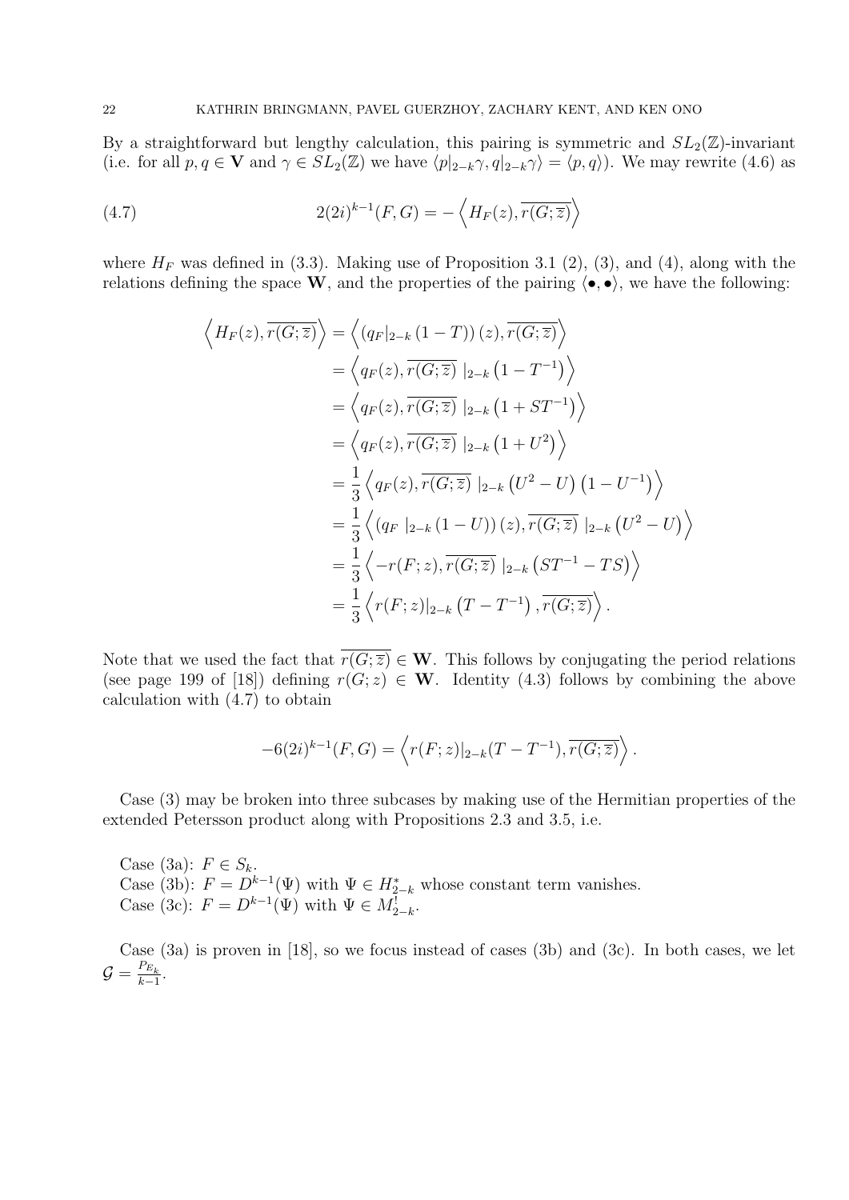By a straightforward but lengthy calculation, this pairing is symmetric and $SL_2(\mathbb{Z})$-invariant (i.e. for all $p, q \in \mathbf{V}$ and $\gamma \in SL_2(\mathbb{Z})$ we have $\langle p|_{2-k}\gamma, q|_{2-k}\gamma\rangle = \langle p, q\rangle$). We may rewrite (4.6) as

$$2(2i)^{k-1}(F,G) = -\left\langle H_F(z), \overline{r(G;\overline{z})}\right\rangle \tag{4.7}$$

where $H_F$ was defined in (3.3). Making use of Proposition 3.1 (2), (3), and (4), along with the relations defining the space $\mathbf{W}$, and the properties of the pairing $\langle \bullet, \bullet\rangle$, we have the following:

$$\begin{aligned}
\left\langle H_F(z), \overline{r(G;\overline{z})}\right\rangle &= \left\langle \left(q_F|_{2-k}\left(1-T\right)\right)(z), \overline{r(G;\overline{z})}\right\rangle \\
&= \left\langle q_F(z), \overline{r(G;\overline{z})}\ |_{2-k}\left(1-T^{-1}\right)\right\rangle \\
&= \left\langle q_F(z), \overline{r(G;\overline{z})}\ |_{2-k}\left(1+ST^{-1}\right)\right\rangle \\
&= \left\langle q_F(z), \overline{r(G;\overline{z})}\ |_{2-k}\left(1+U^2\right)\right\rangle \\
&= \frac{1}{3}\left\langle q_F(z), \overline{r(G;\overline{z})}\ |_{2-k}\left(U^2-U\right)\left(1-U^{-1}\right)\right\rangle \\
&= \frac{1}{3}\left\langle \left(q_F\ |_{2-k}\left(1-U\right)\right)(z), \overline{r(G;\overline{z})}\ |_{2-k}\left(U^2-U\right)\right\rangle \\
&= \frac{1}{3}\left\langle -r(F;z), \overline{r(G;\overline{z})}\ |_{2-k}\left(ST^{-1}-TS\right)\right\rangle \\
&= \frac{1}{3}\left\langle r(F;z)|_{2-k}\left(T-T^{-1}\right), \overline{r(G;\overline{z})}\right\rangle .
\end{aligned}$$

Note that we used the fact that $\overline{r(G;\overline{z})} \in \mathbf{W}$. This follows by conjugating the period relations (see page 199 of [18]) defining $r(G;z) \in \mathbf{W}$. Identity (4.3) follows by combining the above calculation with (4.7) to obtain

$$-6(2i)^{k-1}(F,G) = \left\langle r(F;z)|_{2-k}(T-T^{-1}), \overline{r(G;\overline{z})}\right\rangle .$$

Case (3) may be broken into three subcases by making use of the Hermitian properties of the extended Petersson product along with Propositions 2.3 and 3.5, i.e.

Case (3a): $F \in S_k$.
Case (3b): $F = D^{k-1}(\Psi)$ with $\Psi \in H^*_{2-k}$ whose constant term vanishes.
Case (3c): $F = D^{k-1}(\Psi)$ with $\Psi \in M^!_{2-k}$.

Case (3a) is proven in [18], so we focus instead of cases (3b) and (3c). In both cases, we let $\mathcal{G} = \frac{P_{E_k}}{k-1}$.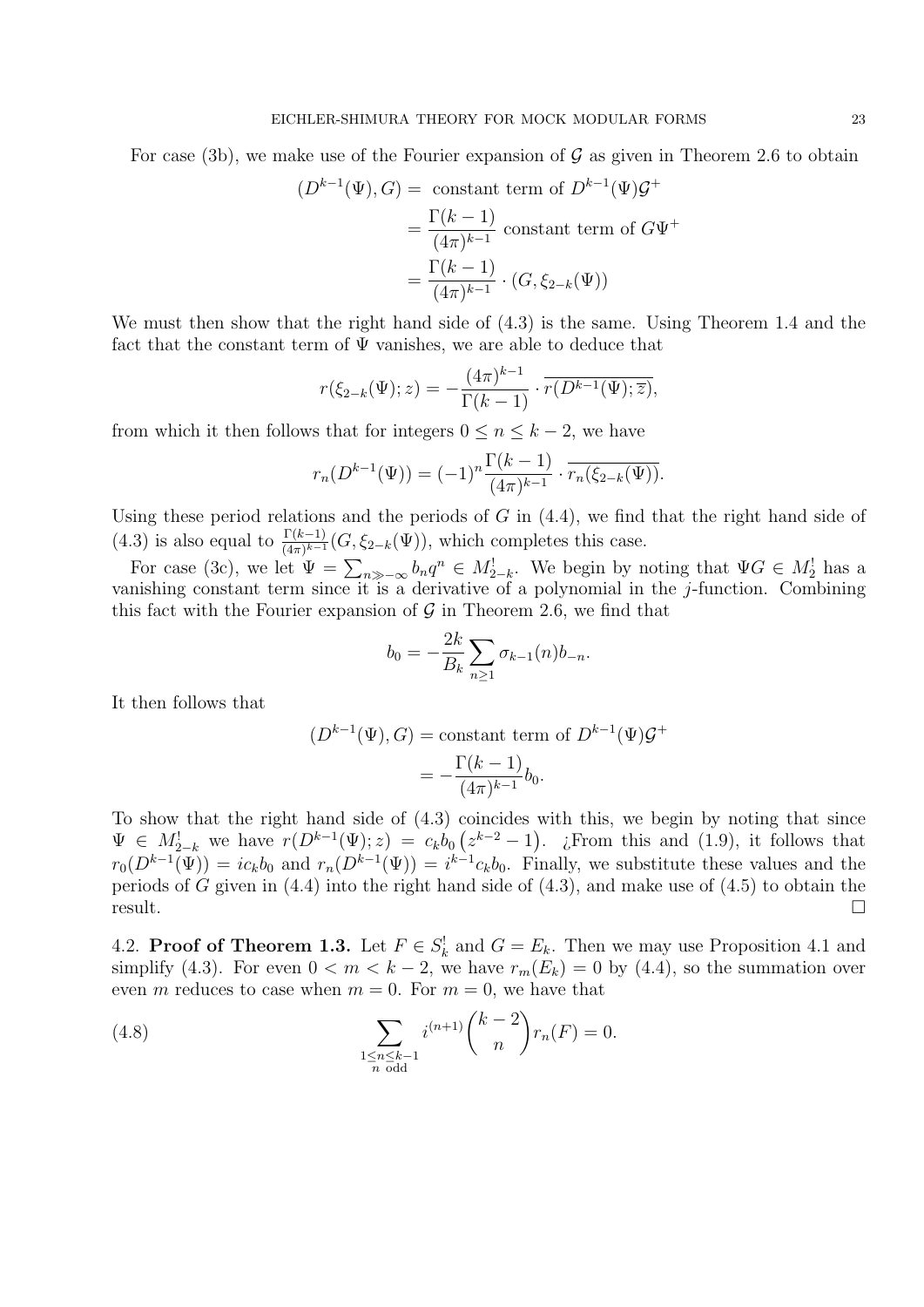For case (3b), we make use of the Fourier expansion of $\mathcal{G}$ as given in Theorem 2.6 to obtain

$$
\begin{aligned}
(D^{k-1}(\Psi), G) &= \text{ constant term of } D^{k-1}(\Psi)\mathcal{G}^+ \\
&= \frac{\Gamma(k-1)}{(4\pi)^{k-1}} \text{ constant term of } G\Psi^+ \\
&= \frac{\Gamma(k-1)}{(4\pi)^{k-1}} \cdot (G, \xi_{2-k}(\Psi))
\end{aligned}
$$

We must then show that the right hand side of (4.3) is the same. Using Theorem 1.4 and the fact that the constant term of $\Psi$ vanishes, we are able to deduce that

$$
r(\xi_{2-k}(\Psi); z) = -\frac{(4\pi)^{k-1}}{\Gamma(k-1)} \cdot \overline{r(D^{k-1}(\Psi); \overline{z})},
$$

from which it then follows that for integers $0 \leq n \leq k-2$, we have

$$
r_n(D^{k-1}(\Psi)) = (-1)^n \frac{\Gamma(k-1)}{(4\pi)^{k-1}} \cdot \overline{r_n(\xi_{2-k}(\Psi))}.
$$

Using these period relations and the periods of $G$ in (4.4), we find that the right hand side of (4.3) is also equal to $\frac{\Gamma(k-1)}{(4\pi)^{k-1}}(G, \xi_{2-k}(\Psi))$, which completes this case.

For case (3c), we let $\Psi = \sum_{n \gg -\infty} b_n q^n \in M_{2-k}^!$. We begin by noting that $\Psi G \in M_2^!$ has a vanishing constant term since it is a derivative of a polynomial in the $j$-function. Combining this fact with the Fourier expansion of $\mathcal{G}$ in Theorem 2.6, we find that

$$
b_0 = -\frac{2k}{B_k} \sum_{n \geq 1} \sigma_{k-1}(n) b_{-n}.
$$

It then follows that

$$
\begin{aligned}
(D^{k-1}(\Psi), G) &= \text{constant term of } D^{k-1}(\Psi)\mathcal{G}^+ \\
&= -\frac{\Gamma(k-1)}{(4\pi)^{k-1}} b_0.
\end{aligned}
$$

To show that the right hand side of (4.3) coincides with this, we begin by noting that since $\Psi \in M_{2-k}^!$ we have $r(D^{k-1}(\Psi); z) = c_k b_0 \left(z^{k-2} - 1\right)$. ¿From this and (1.9), it follows that $r_0(D^{k-1}(\Psi)) = i c_k b_0$ and $r_n(D^{k-1}(\Psi)) = i^{k-1} c_k b_0$. Finally, we substitute these values and the periods of $G$ given in (4.4) into the right hand side of (4.3), and make use of (4.5) to obtain the result. □

**4.2. Proof of Theorem 1.3.** Let $F \in S_k^!$ and $G = E_k$. Then we may use Proposition 4.1 and simplify (4.3). For even $0 < m < k-2$, we have $r_m(E_k) = 0$ by (4.4), so the summation over even $m$ reduces to case when $m = 0$. For $m = 0$, we have that

$$
\sum_{\substack{1 \leq n \leq k-1 \\ n \text{ odd}}} i^{(n+1)} \binom{k-2}{n} r_n(F) = 0. \tag{4.8}
$$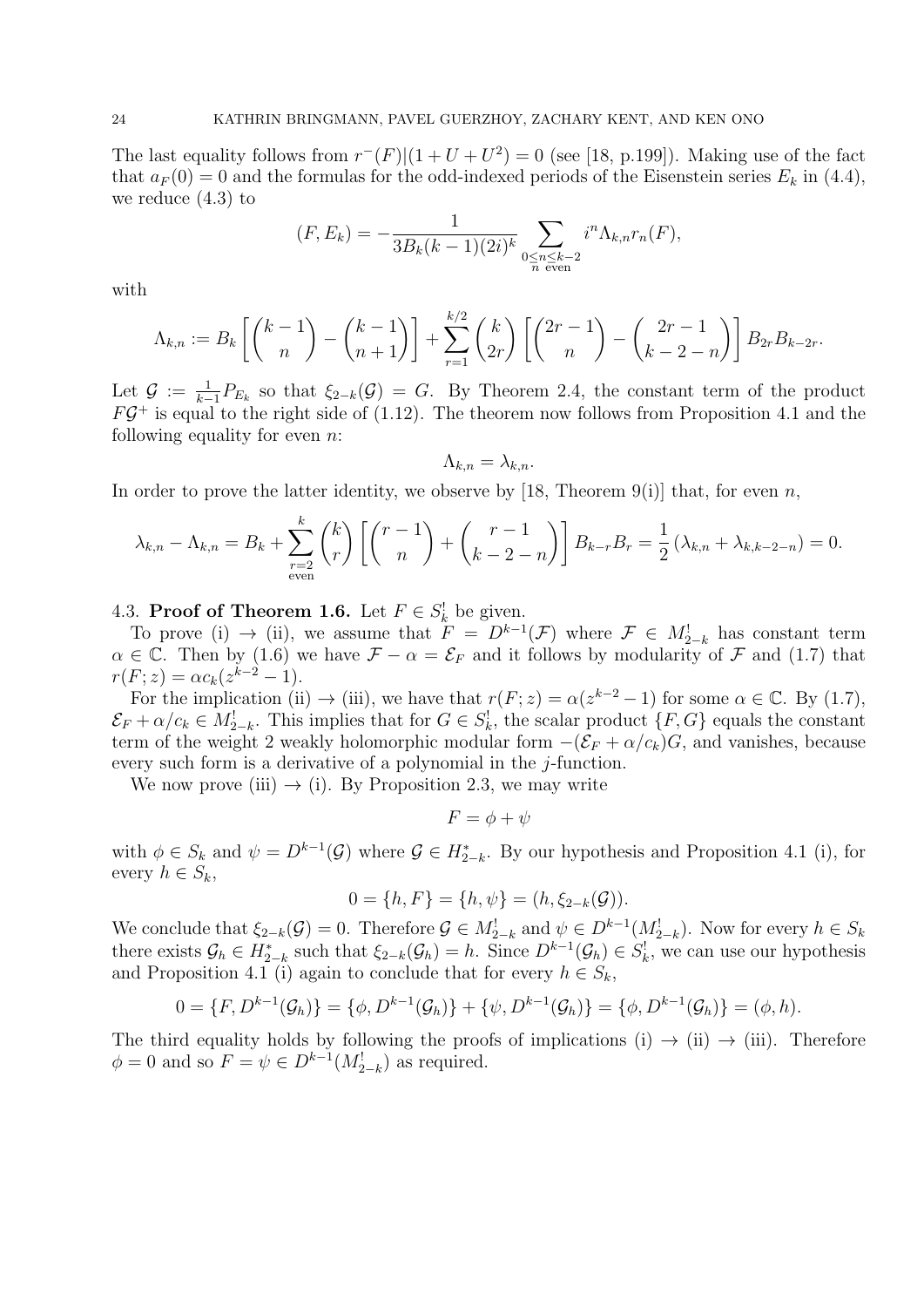The last equality follows from $r^-(F)|(1+U+U^2) = 0$ (see [18, p.199]). Making use of the fact that $a_F(0) = 0$ and the formulas for the odd-indexed periods of the Eisenstein series $E_k$ in (4.4), we reduce (4.3) to

$$(F, E_k) = -\frac{1}{3B_k(k-1)(2i)^k} \sum_{\substack{0 \le n \le k-2 \\ n \text{ even}}} i^n \Lambda_{k,n} r_n(F),$$

with

$$\Lambda_{k,n} := B_k \left[ \binom{k-1}{n} - \binom{k-1}{n+1} \right] + \sum_{r=1}^{k/2} \binom{k}{2r} \left[ \binom{2r-1}{n} - \binom{2r-1}{k-2-n} \right] B_{2r} B_{k-2r}.$$

Let $\mathcal{G} := \frac{1}{k-1} P_{E_k}$ so that $\xi_{2-k}(\mathcal{G}) = G$. By Theorem 2.4, the constant term of the product $F\mathcal{G}^+$ is equal to the right side of (1.12). The theorem now follows from Proposition 4.1 and the following equality for even $n$:

$$\Lambda_{k,n} = \lambda_{k,n}.$$

In order to prove the latter identity, we observe by [18, Theorem 9(i)] that, for even $n$,

$$\lambda_{k,n} - \Lambda_{k,n} = B_k + \sum_{\substack{r=2 \\ \text{even}}}^{k} \binom{k}{r} \left[ \binom{r-1}{n} + \binom{r-1}{k-2-n} \right] B_{k-r} B_r = \frac{1}{2} \left( \lambda_{k,n} + \lambda_{k,k-2-n} \right) = 0.$$

### 4.3. Proof of Theorem 1.6.

Let $F \in S_k^!$ be given.

To prove (i) $\to$ (ii), we assume that $F = D^{k-1}(\mathcal{F})$ where $\mathcal{F} \in M_{2-k}^!$ has constant term $\alpha \in \mathbb{C}$. Then by (1.6) we have $\mathcal{F} - \alpha = \mathcal{E}_F$ and it follows by modularity of $\mathcal{F}$ and (1.7) that $r(F; z) = \alpha c_k (z^{k-2} - 1)$.

For the implication (ii) $\to$ (iii), we have that $r(F; z) = \alpha(z^{k-2} - 1)$ for some $\alpha \in \mathbb{C}$. By (1.7), $\mathcal{E}_F + \alpha/c_k \in M_{2-k}^!$. This implies that for $G \in S_k^!$, the scalar product $\{F, G\}$ equals the constant term of the weight 2 weakly holomorphic modular form $-(\mathcal{E}_F + \alpha/c_k)G$, and vanishes, because every such form is a derivative of a polynomial in the $j$-function.

We now prove (iii) $\to$ (i). By Proposition 2.3, we may write

$$F = \phi + \psi$$

with $\phi \in S_k$ and $\psi = D^{k-1}(\mathcal{G})$ where $\mathcal{G} \in H_{2-k}^*$. By our hypothesis and Proposition 4.1 (i), for every $h \in S_k$,

$$0 = \{h, F\} = \{h, \psi\} = (h, \xi_{2-k}(\mathcal{G})).$$

We conclude that $\xi_{2-k}(\mathcal{G}) = 0$. Therefore $\mathcal{G} \in M_{2-k}^!$ and $\psi \in D^{k-1}(M_{2-k}^!)$. Now for every $h \in S_k$ there exists $\mathcal{G}_h \in H_{2-k}^*$ such that $\xi_{2-k}(\mathcal{G}_h) = h$. Since $D^{k-1}(\mathcal{G}_h) \in S_k^!$, we can use our hypothesis and Proposition 4.1 (i) again to conclude that for every $h \in S_k$,

$$0 = \{F, D^{k-1}(\mathcal{G}_h)\} = \{\phi, D^{k-1}(\mathcal{G}_h)\} + \{\psi, D^{k-1}(\mathcal{G}_h)\} = \{\phi, D^{k-1}(\mathcal{G}_h)\} = (\phi, h).$$

The third equality holds by following the proofs of implications (i) $\to$ (ii) $\to$ (iii). Therefore $\phi = 0$ and so $F = \psi \in D^{k-1}(M_{2-k}^!)$ as required.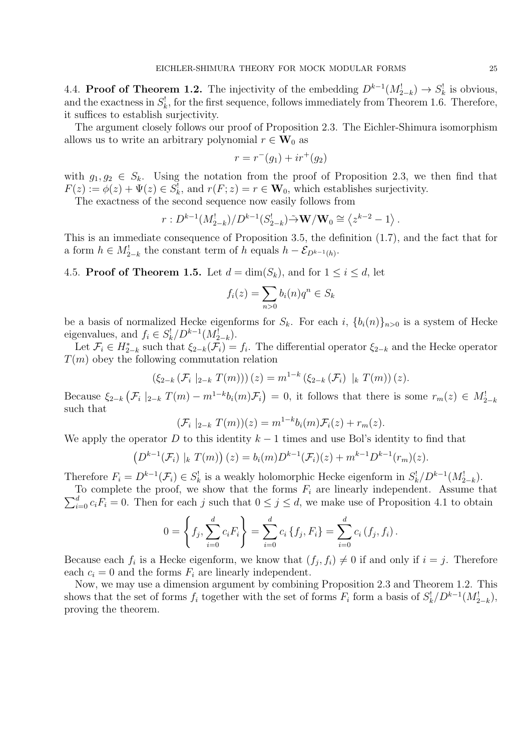4.4. **Proof of Theorem 1.2.** The injectivity of the embedding $D^{k-1}(M^!_{2-k}) \to S^!_k$ is obvious, and the exactness in $S^!_k$, for the first sequence, follows immediately from Theorem 1.6. Therefore, it suffices to establish surjectivity.

The argument closely follows our proof of Proposition 2.3. The Eichler-Shimura isomorphism allows us to write an arbitrary polynomial $r \in \mathbf{W}_0$ as

$$r = r^-(g_1) + ir^+(g_2)$$

with $g_1, g_2 \in S_k$. Using the notation from the proof of Proposition 2.3, we then find that $F(z) := \phi(z) + \Psi(z) \in S^!_k$, and $r(F; z) = r \in \mathbf{W}_0$, which establishes surjectivity.

The exactness of the second sequence now easily follows from

$$r : D^{k-1}(M^!_{2-k})/D^{k-1}(S^!_{2-k}) \tilde{\to} \mathbf{W}/\mathbf{W}_0 \cong \left\langle z^{k-2} - 1 \right\rangle.$$

This is an immediate consequence of Proposition 3.5, the definition (1.7), and the fact that for a form $h \in M^!_{2-k}$ the constant term of $h$ equals $h - \mathcal{E}_{D^{k-1}(h)}$.

4.5. **Proof of Theorem 1.5.** Let $d = \dim(S_k)$, and for $1 \leq i \leq d$, let

$$f_i(z) = \sum_{n>0} b_i(n) q^n \in S_k$$

be a basis of normalized Hecke eigenforms for $S_k$. For each $i$, $\{b_i(n)\}_{n>0}$ is a system of Hecke eigenvalues, and $f_i \in S^!_k/D^{k-1}(M^!_{2-k})$.

Let $\mathcal{F}_i \in H^*_{2-k}$ such that $\xi_{2-k}(\mathcal{F}_i) = f_i$. The differential operator $\xi_{2-k}$ and the Hecke operator $T(m)$ obey the following commutation relation

$$\left(\xi_{2-k}\left(\mathcal{F}_i \mid_{2-k} T(m)\right)\right)(z) = m^{1-k}\left(\xi_{2-k}\left(\mathcal{F}_i\right) \mid_k T(m)\right)(z).$$

Because $\xi_{2-k}\left(\mathcal{F}_i \mid_{2-k} T(m) - m^{1-k} b_i(m) \mathcal{F}_i\right) = 0$, it follows that there is some $r_m(z) \in M^!_{2-k}$ such that

$$(\mathcal{F}_i \mid_{2-k} T(m))(z) = m^{1-k} b_i(m) \mathcal{F}_i(z) + r_m(z).$$

We apply the operator $D$ to this identity $k-1$ times and use Bol's identity to find that

$$\left(D^{k-1}(\mathcal{F}_i) \mid_k T(m)\right)(z) = b_i(m) D^{k-1}(\mathcal{F}_i)(z) + m^{k-1} D^{k-1}(r_m)(z).$$

Therefore $F_i = D^{k-1}(\mathcal{F}_i) \in S^!_k$ is a weakly holomorphic Hecke eigenform in $S^!_k/D^{k-1}(M^!_{2-k})$.

To complete the proof, we show that the forms $F_i$ are linearly independent. Assume that $\sum_{i=0}^d c_i F_i = 0$. Then for each $j$ such that $0 \leq j \leq d$, we make use of Proposition 4.1 to obtain

$$0 = \left\{ f_j, \sum_{i=0}^d c_i F_i \right\} = \sum_{i=0}^d c_i \left\{ f_j, F_i \right\} = \sum_{i=0}^d c_i \left( f_j, f_i \right).$$

Because each $f_i$ is a Hecke eigenform, we know that $(f_j, f_i) \neq 0$ if and only if $i = j$. Therefore each $c_i = 0$ and the forms $F_i$ are linearly independent.

Now, we may use a dimension argument by combining Proposition 2.3 and Theorem 1.2. This shows that the set of forms $f_i$ together with the set of forms $F_i$ form a basis of $S^!_k/D^{k-1}(M^!_{2-k})$, proving the theorem.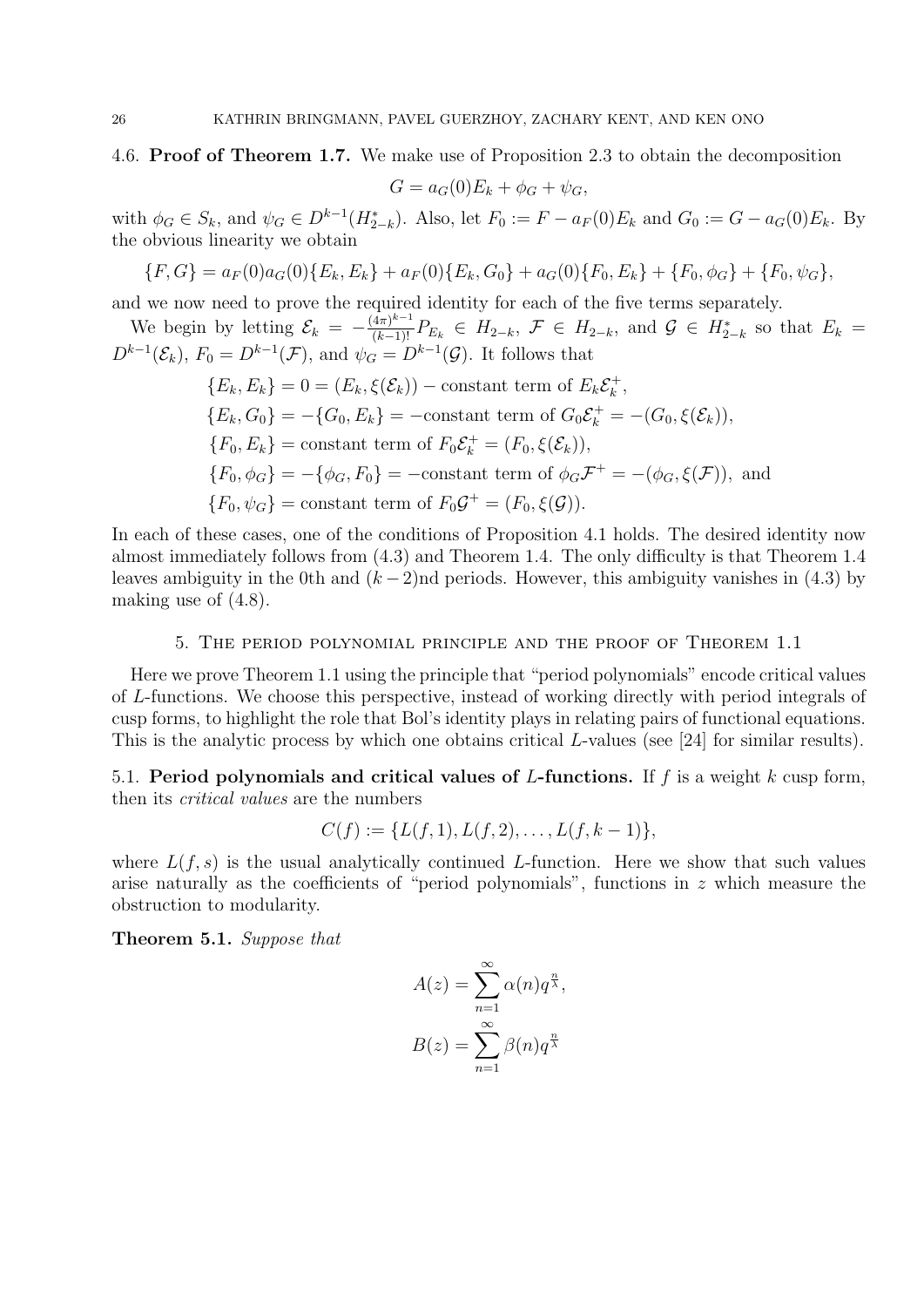### 4.6. Proof of Theorem 1.7.

We make use of Proposition 2.3 to obtain the decomposition

$$G = a_G(0)E_k + \phi_G + \psi_G,$$

with $\phi_G \in S_k$, and $\psi_G \in D^{k-1}(H^*_{2-k})$. Also, let $F_0 := F - a_F(0)E_k$ and $G_0 := G - a_G(0)E_k$. By the obvious linearity we obtain

$$\{F, G\} = a_F(0)a_G(0)\{E_k, E_k\} + a_F(0)\{E_k, G_0\} + a_G(0)\{F_0, E_k\} + \{F_0, \phi_G\} + \{F_0, \psi_G\},$$

and we now need to prove the required identity for each of the five terms separately.

We begin by letting $\mathcal{E}_k = -\frac{(4\pi)^{k-1}}{(k-1)!}P_{E_k} \in H_{2-k}$, $\mathcal{F} \in H_{2-k}$, and $\mathcal{G} \in H^*_{2-k}$ so that $E_k = D^{k-1}(\mathcal{E}_k)$, $F_0 = D^{k-1}(\mathcal{F})$, and $\psi_G = D^{k-1}(\mathcal{G})$. It follows that

$$\begin{aligned}
\{E_k, E_k\} &= 0 = (E_k, \xi(\mathcal{E}_k)) - \text{constant term of } E_k\mathcal{E}_k^+,\\
\{E_k, G_0\} &= -\{G_0, E_k\} = -\text{constant term of } G_0\mathcal{E}_k^+ = -(G_0, \xi(\mathcal{E}_k)),\\
\{F_0, E_k\} &= \text{constant term of } F_0\mathcal{E}_k^+ = (F_0, \xi(\mathcal{E}_k)),\\
\{F_0, \phi_G\} &= -\{\phi_G, F_0\} = -\text{constant term of } \phi_G\mathcal{F}^+ = -(\phi_G, \xi(\mathcal{F})), \text{ and}\\
\{F_0, \psi_G\} &= \text{constant term of } F_0\mathcal{G}^+ = (F_0, \xi(\mathcal{G})).
\end{aligned}$$

In each of these cases, one of the conditions of Proposition 4.1 holds. The desired identity now almost immediately follows from (4.3) and Theorem 1.4. The only difficulty is that Theorem 1.4 leaves ambiguity in the 0th and $(k-2)$nd periods. However, this ambiguity vanishes in (4.3) by making use of (4.8).

## 5. The period polynomial principle and the proof of Theorem 1.1

Here we prove Theorem 1.1 using the principle that "period polynomials" encode critical values of $L$-functions. We choose this perspective, instead of working directly with period integrals of cusp forms, to highlight the role that Bol's identity plays in relating pairs of functional equations. This is the analytic process by which one obtains critical $L$-values (see [24] for similar results).

### 5.1. Period polynomials and critical values of $L$-functions.

If $f$ is a weight $k$ cusp form, then its *critical values* are the numbers

$$C(f) := \{L(f, 1), L(f, 2), \ldots, L(f, k-1)\},$$

where $L(f, s)$ is the usual analytically continued $L$-function. Here we show that such values arise naturally as the coefficients of "period polynomials", functions in $z$ which measure the obstruction to modularity.

**Theorem 5.1.** *Suppose that*

$$A(z) = \sum_{n=1}^{\infty} \alpha(n)q^{\frac{n}{\lambda}},$$

$$B(z) = \sum_{n=1}^{\infty} \beta(n)q^{\frac{n}{\lambda}}$$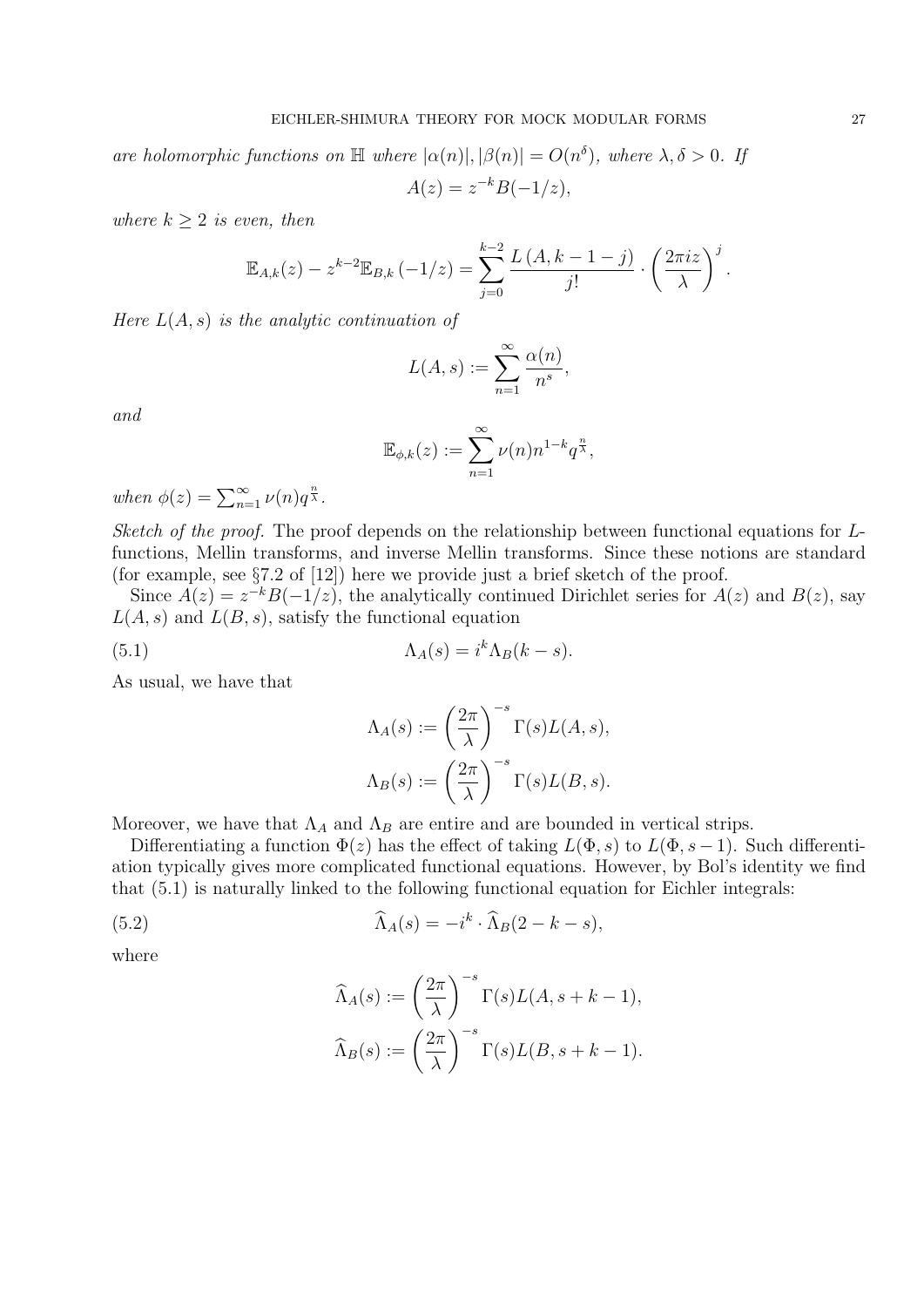*are holomorphic functions on $\mathbb{H}$ where $|\alpha(n)|, |\beta(n)| = O(n^{\delta})$, where $\lambda, \delta > 0$. If*

$$A(z) = z^{-k} B(-1/z),$$

*where $k \geq 2$ is even, then*

$$\mathbb{E}_{A,k}(z) - z^{k-2}\mathbb{E}_{B,k}\left(-1/z\right) = \sum_{j=0}^{k-2} \frac{L\left(A, k-1-j\right)}{j!} \cdot \left(\frac{2\pi i z}{\lambda}\right)^{j}.$$

*Here $L(A,s)$ is the analytic continuation of*

$$L(A,s) := \sum_{n=1}^{\infty} \frac{\alpha(n)}{n^s},$$

*and*

$$\mathbb{E}_{\phi,k}(z) := \sum_{n=1}^{\infty} \nu(n) n^{1-k} q^{\frac{n}{\lambda}},$$

*when $\phi(z) = \sum_{n=1}^{\infty} \nu(n) q^{\frac{n}{\lambda}}$.*

*Sketch of the proof.* The proof depends on the relationship between functional equations for $L$-functions, Mellin transforms, and inverse Mellin transforms. Since these notions are standard (for example, see §7.2 of [12]) here we provide just a brief sketch of the proof.

Since $A(z) = z^{-k}B(-1/z)$, the analytically continued Dirichlet series for $A(z)$ and $B(z)$, say $L(A,s)$ and $L(B,s)$, satisfy the functional equation

$$\Lambda_A(s) = i^k \Lambda_B(k-s). \tag{5.1}$$

As usual, we have that

$$\Lambda_A(s) := \left(\frac{2\pi}{\lambda}\right)^{-s} \Gamma(s) L(A,s),$$

$$\Lambda_B(s) := \left(\frac{2\pi}{\lambda}\right)^{-s} \Gamma(s) L(B,s).$$

Moreover, we have that $\Lambda_A$ and $\Lambda_B$ are entire and are bounded in vertical strips.

Differentiating a function $\Phi(z)$ has the effect of taking $L(\Phi, s)$ to $L(\Phi, s-1)$. Such differentiation typically gives more complicated functional equations. However, by Bol's identity we find that (5.1) is naturally linked to the following functional equation for Eichler integrals:

$$\widehat{\Lambda}_A(s) = -i^k \cdot \widehat{\Lambda}_B(2-k-s), \tag{5.2}$$

where

$$\widehat{\Lambda}_A(s) := \left(\frac{2\pi}{\lambda}\right)^{-s} \Gamma(s) L(A, s+k-1),$$

$$\widehat{\Lambda}_B(s) := \left(\frac{2\pi}{\lambda}\right)^{-s} \Gamma(s) L(B, s+k-1).$$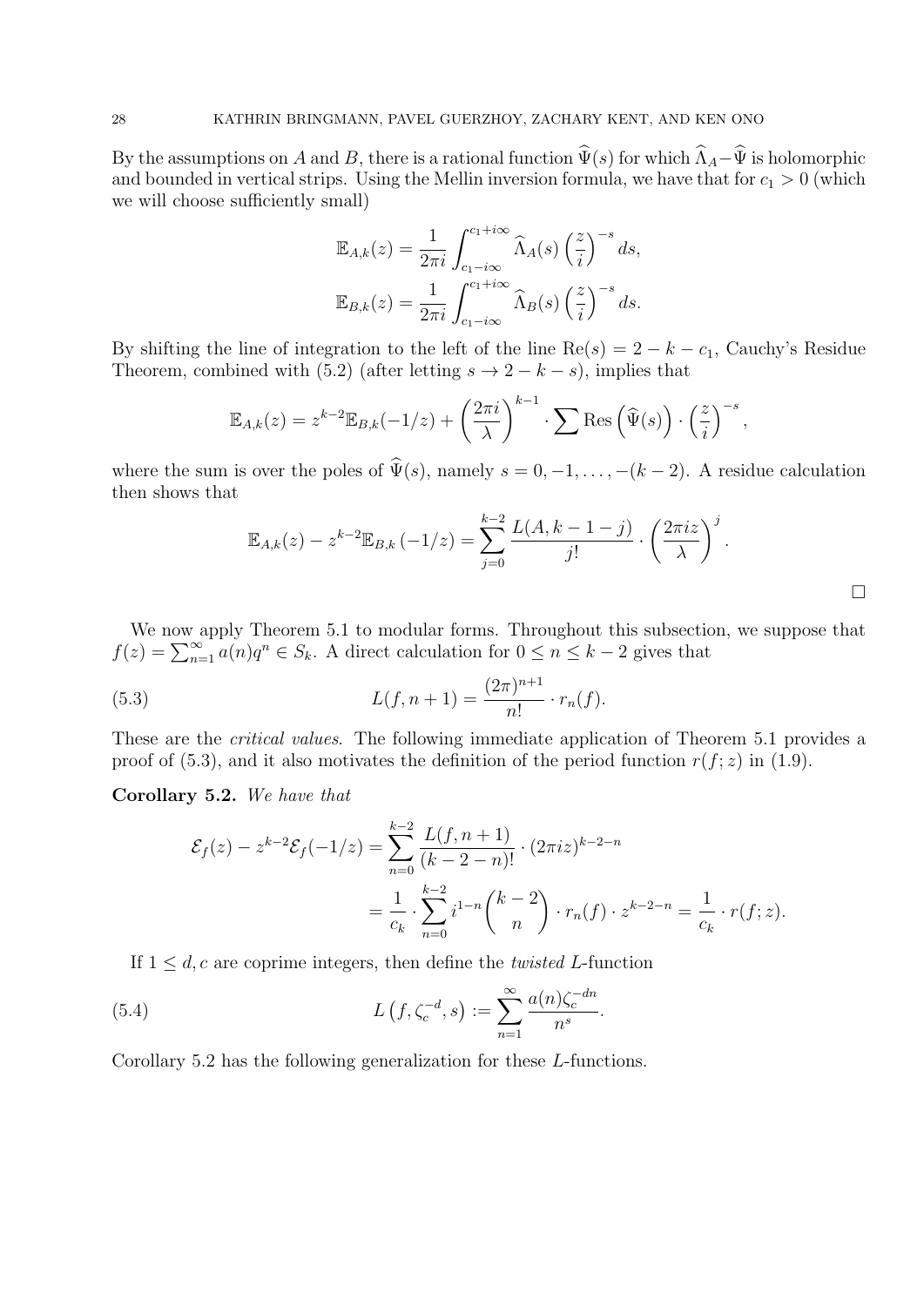By the assumptions on $A$ and $B$, there is a rational function $\widehat{\Psi}(s)$ for which $\widehat{\Lambda}_A - \widehat{\Psi}$ is holomorphic and bounded in vertical strips. Using the Mellin inversion formula, we have that for $c_1 > 0$ (which we will choose sufficiently small)

$$\mathbb{E}_{A,k}(z) = \frac{1}{2\pi i}\int_{c_1 - i\infty}^{c_1 + i\infty} \widehat{\Lambda}_A(s)\left(\frac{z}{i}\right)^{-s} ds,$$

$$\mathbb{E}_{B,k}(z) = \frac{1}{2\pi i}\int_{c_1 - i\infty}^{c_1 + i\infty} \widehat{\Lambda}_B(s)\left(\frac{z}{i}\right)^{-s} ds.$$

By shifting the line of integration to the left of the line $\mathrm{Re}(s) = 2 - k - c_1$, Cauchy's Residue Theorem, combined with (5.2) (after letting $s \to 2 - k - s$), implies that

$$\mathbb{E}_{A,k}(z) = z^{k-2}\mathbb{E}_{B,k}(-1/z) + \left(\frac{2\pi i}{\lambda}\right)^{k-1} \cdot \sum \mathrm{Res}\left(\widehat{\Psi}(s)\right) \cdot \left(\frac{z}{i}\right)^{-s},$$

where the sum is over the poles of $\widehat{\Psi}(s)$, namely $s = 0, -1, \ldots, -(k-2)$. A residue calculation then shows that

$$\mathbb{E}_{A,k}(z) - z^{k-2}\mathbb{E}_{B,k}\left(-1/z\right) = \sum_{j=0}^{k-2} \frac{L(A, k-1-j)}{j!} \cdot \left(\frac{2\pi i z}{\lambda}\right)^{j}.$$

□

We now apply Theorem 5.1 to modular forms. Throughout this subsection, we suppose that $f(z) = \sum_{n=1}^{\infty} a(n)q^n \in S_k$. A direct calculation for $0 \leq n \leq k-2$ gives that

$$L(f, n+1) = \frac{(2\pi)^{n+1}}{n!} \cdot r_n(f). \tag{5.3}$$

These are the *critical values*. The following immediate application of Theorem 5.1 provides a proof of (5.3), and it also motivates the definition of the period function $r(f; z)$ in (1.9).

**Corollary 5.2.** *We have that*

$$\begin{aligned}\mathcal{E}_f(z) - z^{k-2}\mathcal{E}_f(-1/z) &= \sum_{n=0}^{k-2} \frac{L(f, n+1)}{(k-2-n)!} \cdot (2\pi i z)^{k-2-n} \\ &= \frac{1}{c_k} \cdot \sum_{n=0}^{k-2} i^{1-n}\binom{k-2}{n} \cdot r_n(f) \cdot z^{k-2-n} = \frac{1}{c_k} \cdot r(f; z).\end{aligned}$$

If $1 \leq d, c$ are coprime integers, then define the *twisted* $L$-function

$$L\left(f, \zeta_c^{-d}, s\right) := \sum_{n=1}^{\infty} \frac{a(n)\zeta_c^{-dn}}{n^s}. \tag{5.4}$$

Corollary 5.2 has the following generalization for these $L$-functions.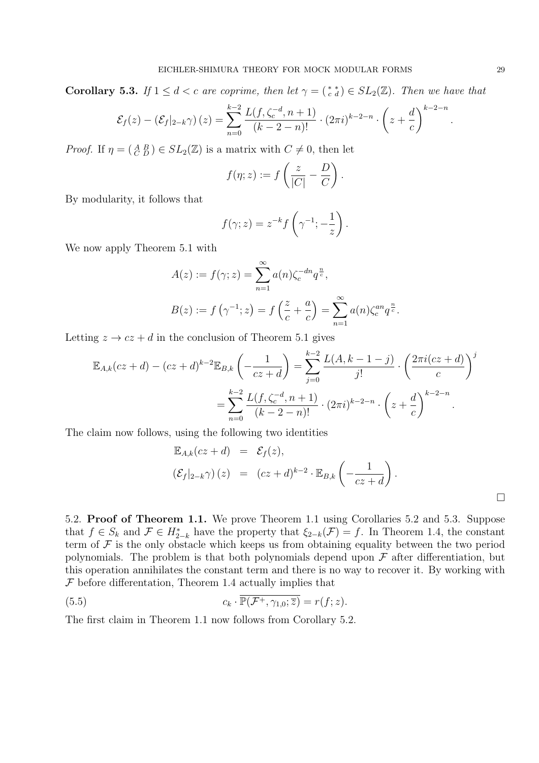**Corollary 5.3.** *If $1 \leq d < c$ are coprime, then let $\gamma = \left(\begin{smallmatrix} * & * \\ c & d \end{smallmatrix}\right) \in SL_2(\mathbb{Z})$. Then we have that*

$$\mathcal{E}_f(z) - \left(\mathcal{E}_f|_{2-k}\gamma\right)(z) = \sum_{n=0}^{k-2} \frac{L(f, \zeta_c^{-d}, n+1)}{(k-2-n)!} \cdot (2\pi i)^{k-2-n} \cdot \left(z + \frac{d}{c}\right)^{k-2-n}.$$

*Proof.* If $\eta = \left(\begin{smallmatrix} A & B \\ C & D \end{smallmatrix}\right) \in SL_2(\mathbb{Z})$ is a matrix with $C \neq 0$, then let

$$f(\eta; z) := f\left(\frac{z}{|C|} - \frac{D}{C}\right).$$

By modularity, it follows that

$$f(\gamma; z) = z^{-k} f\left(\gamma^{-1}; -\frac{1}{z}\right).$$

We now apply Theorem 5.1 with

$$A(z) := f(\gamma; z) = \sum_{n=1}^{\infty} a(n) \zeta_c^{-dn} q^{\frac{n}{c}},$$

$$B(z) := f\left(\gamma^{-1}; z\right) = f\left(\frac{z}{c} + \frac{a}{c}\right) = \sum_{n=1}^{\infty} a(n) \zeta_c^{an} q^{\frac{n}{c}}.$$

Letting $z \to cz + d$ in the conclusion of Theorem 5.1 gives

$$\begin{aligned}
\mathbb{E}_{A,k}(cz+d) - (cz+d)^{k-2} \mathbb{E}_{B,k}\left(-\frac{1}{cz+d}\right) &= \sum_{j=0}^{k-2} \frac{L(A, k-1-j)}{j!} \cdot \left(\frac{2\pi i(cz+d)}{c}\right)^j \\
&= \sum_{n=0}^{k-2} \frac{L(f, \zeta_c^{-d}, n+1)}{(k-2-n)!} \cdot (2\pi i)^{k-2-n} \cdot \left(z + \frac{d}{c}\right)^{k-2-n}.
\end{aligned}$$

The claim now follows, using the following two identities

$$\begin{aligned}
\mathbb{E}_{A,k}(cz+d) &= \mathcal{E}_f(z), \\
\left(\mathcal{E}_f|_{2-k}\gamma\right)(z) &= (cz+d)^{k-2} \cdot \mathbb{E}_{B,k}\left(-\frac{1}{cz+d}\right).
\end{aligned}$$

$\square$

5.2. **Proof of Theorem 1.1.** We prove Theorem 1.1 using Corollaries 5.2 and 5.3. Suppose that $f \in S_k$ and $\mathcal{F} \in H_{2-k}^*$ have the property that $\xi_{2-k}(\mathcal{F}) = f$. In Theorem 1.4, the constant term of $\mathcal{F}$ is the only obstacle which keeps us from obtaining equality between the two period polynomials. The problem is that both polynomials depend upon $\mathcal{F}$ after differentiation, but this operation annihilates the constant term and there is no way to recover it. By working with $\mathcal{F}$ before differentation, Theorem 1.4 actually implies that

$$c_k \cdot \overline{\mathbb{P}(\mathcal{F}^+, \gamma_{1,0}; \overline{z})} = r(f; z). \tag{5.5}$$

The first claim in Theorem 1.1 now follows from Corollary 5.2.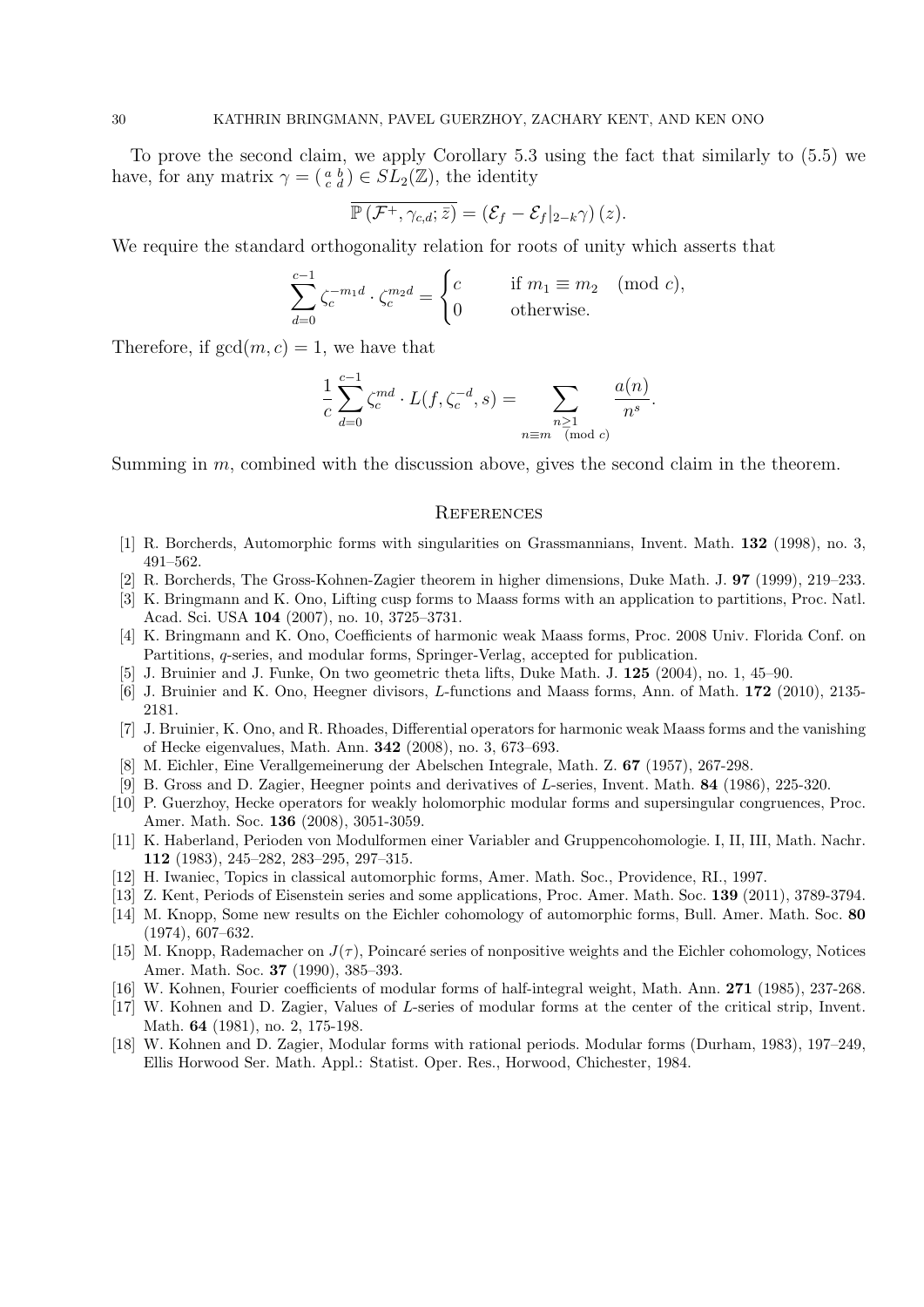To prove the second claim, we apply Corollary 5.3 using the fact that similarly to (5.5) we have, for any matrix $\gamma = \left(\begin{smallmatrix} a & b \\ c & d \end{smallmatrix}\right) \in SL_2(\mathbb{Z})$, the identity

$$\overline{\mathbb{P}\left(\mathcal{F}^+, \gamma_{c,d}; \bar{z}\right)} = \left(\mathcal{E}_f - \mathcal{E}_f|_{2-k}\gamma\right)(z).$$

We require the standard orthogonality relation for roots of unity which asserts that

$$\sum_{d=0}^{c-1} \zeta_c^{-m_1 d} \cdot \zeta_c^{m_2 d} = \begin{cases} c & \text{if } m_1 \equiv m_2 \pmod{c}, \\ 0 & \text{otherwise.} \end{cases}$$

Therefore, if $\gcd(m, c) = 1$, we have that

$$\frac{1}{c} \sum_{d=0}^{c-1} \zeta_c^{md} \cdot L(f, \zeta_c^{-d}, s) = \sum_{\substack{n \geq 1 \\ n \equiv m \pmod{c}}} \frac{a(n)}{n^s}.$$

Summing in $m$, combined with the discussion above, gives the second claim in the theorem.

## References

[1] R. Borcherds, Automorphic forms with singularities on Grassmannians, Invent. Math. **132** (1998), no. 3, 491–562.

[2] R. Borcherds, The Gross-Kohnen-Zagier theorem in higher dimensions, Duke Math. J. **97** (1999), 219–233.

[3] K. Bringmann and K. Ono, Lifting cusp forms to Maass forms with an application to partitions, Proc. Natl. Acad. Sci. USA **104** (2007), no. 10, 3725–3731.

[4] K. Bringmann and K. Ono, Coefficients of harmonic weak Maass forms, Proc. 2008 Univ. Florida Conf. on Partitions, $q$-series, and modular forms, Springer-Verlag, accepted for publication.

[5] J. Bruinier and J. Funke, On two geometric theta lifts, Duke Math. J. **125** (2004), no. 1, 45–90.

[6] J. Bruinier and K. Ono, Heegner divisors, $L$-functions and Maass forms, Ann. of Math. **172** (2010), 2135-2181.

[7] J. Bruinier, K. Ono, and R. Rhoades, Differential operators for harmonic weak Maass forms and the vanishing of Hecke eigenvalues, Math. Ann. **342** (2008), no. 3, 673–693.

[8] M. Eichler, Eine Verallgemeinerung der Abelschen Integrale, Math. Z. **67** (1957), 267-298.

[9] B. Gross and D. Zagier, Heegner points and derivatives of $L$-series, Invent. Math. **84** (1986), 225-320.

[10] P. Guerzhoy, Hecke operators for weakly holomorphic modular forms and supersingular congruences, Proc. Amer. Math. Soc. **136** (2008), 3051-3059.

[11] K. Haberland, Perioden von Modulformen einer Variabler and Gruppencohomologie. I, II, III, Math. Nachr. **112** (1983), 245–282, 283–295, 297–315.

[12] H. Iwaniec, Topics in classical automorphic forms, Amer. Math. Soc., Providence, RI., 1997.

[13] Z. Kent, Periods of Eisenstein series and some applications, Proc. Amer. Math. Soc. **139** (2011), 3789-3794.

[14] M. Knopp, Some new results on the Eichler cohomology of automorphic forms, Bull. Amer. Math. Soc. **80** (1974), 607–632.

[15] M. Knopp, Rademacher on $J(\tau)$, Poincaré series of nonpositive weights and the Eichler cohomology, Notices Amer. Math. Soc. **37** (1990), 385–393.

[16] W. Kohnen, Fourier coefficients of modular forms of half-integral weight, Math. Ann. **271** (1985), 237-268.

[17] W. Kohnen and D. Zagier, Values of $L$-series of modular forms at the center of the critical strip, Invent. Math. **64** (1981), no. 2, 175-198.

[18] W. Kohnen and D. Zagier, Modular forms with rational periods. Modular forms (Durham, 1983), 197–249, Ellis Horwood Ser. Math. Appl.: Statist. Oper. Res., Horwood, Chichester, 1984.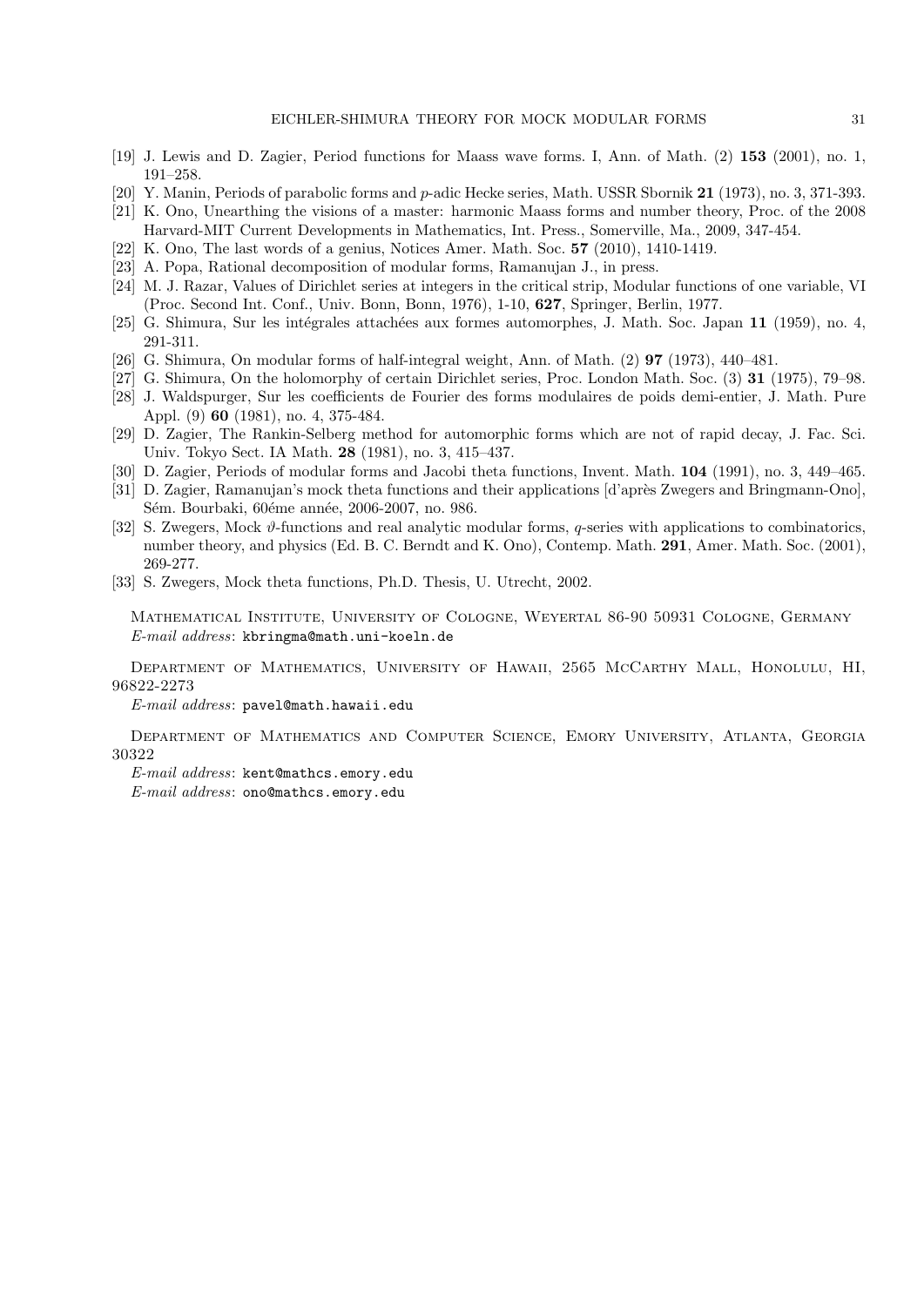[19] J. Lewis and D. Zagier, Period functions for Maass wave forms. I, Ann. of Math. (2) **153** (2001), no. 1, 191–258.

[20] Y. Manin, Periods of parabolic forms and $p$-adic Hecke series, Math. USSR Sbornik **21** (1973), no. 3, 371-393.

[21] K. Ono, Unearthing the visions of a master: harmonic Maass forms and number theory, Proc. of the 2008 Harvard-MIT Current Developments in Mathematics, Int. Press., Somerville, Ma., 2009, 347-454.

[22] K. Ono, The last words of a genius, Notices Amer. Math. Soc. **57** (2010), 1410-1419.

[23] A. Popa, Rational decomposition of modular forms, Ramanujan J., in press.

[24] M. J. Razar, Values of Dirichlet series at integers in the critical strip, Modular functions of one variable, VI (Proc. Second Int. Conf., Univ. Bonn, Bonn, 1976), 1-10, **627**, Springer, Berlin, 1977.

[25] G. Shimura, Sur les intégrales attachées aux formes automorphes, J. Math. Soc. Japan **11** (1959), no. 4, 291-311.

[26] G. Shimura, On modular forms of half-integral weight, Ann. of Math. (2) **97** (1973), 440–481.

[27] G. Shimura, On the holomorphy of certain Dirichlet series, Proc. London Math. Soc. (3) **31** (1975), 79–98.

[28] J. Waldspurger, Sur les coefficients de Fourier des forms modulaires de poids demi-entier, J. Math. Pure Appl. (9) **60** (1981), no. 4, 375-484.

[29] D. Zagier, The Rankin-Selberg method for automorphic forms which are not of rapid decay, J. Fac. Sci. Univ. Tokyo Sect. IA Math. **28** (1981), no. 3, 415–437.

[30] D. Zagier, Periods of modular forms and Jacobi theta functions, Invent. Math. **104** (1991), no. 3, 449–465.

[31] D. Zagier, Ramanujan's mock theta functions and their applications [d'après Zwegers and Bringmann-Ono], Sém. Bourbaki, 60éme année, 2006-2007, no. 986.

[32] S. Zwegers, Mock $\vartheta$-functions and real analytic modular forms, $q$-series with applications to combinatorics, number theory, and physics (Ed. B. C. Berndt and K. Ono), Contemp. Math. **291**, Amer. Math. Soc. (2001), 269-277.

[33] S. Zwegers, Mock theta functions, Ph.D. Thesis, U. Utrecht, 2002.

Mathematical Institute, University of Cologne, Weyertal 86-90 50931 Cologne, Germany
*E-mail address*: kbringma@math.uni-koeln.de

Department of Mathematics, University of Hawaii, 2565 McCarthy Mall, Honolulu, HI, 96822-2273
*E-mail address*: pavel@math.hawaii.edu

Department of Mathematics and Computer Science, Emory University, Atlanta, Georgia 30322
*E-mail address*: kent@mathcs.emory.edu
*E-mail address*: ono@mathcs.emory.edu